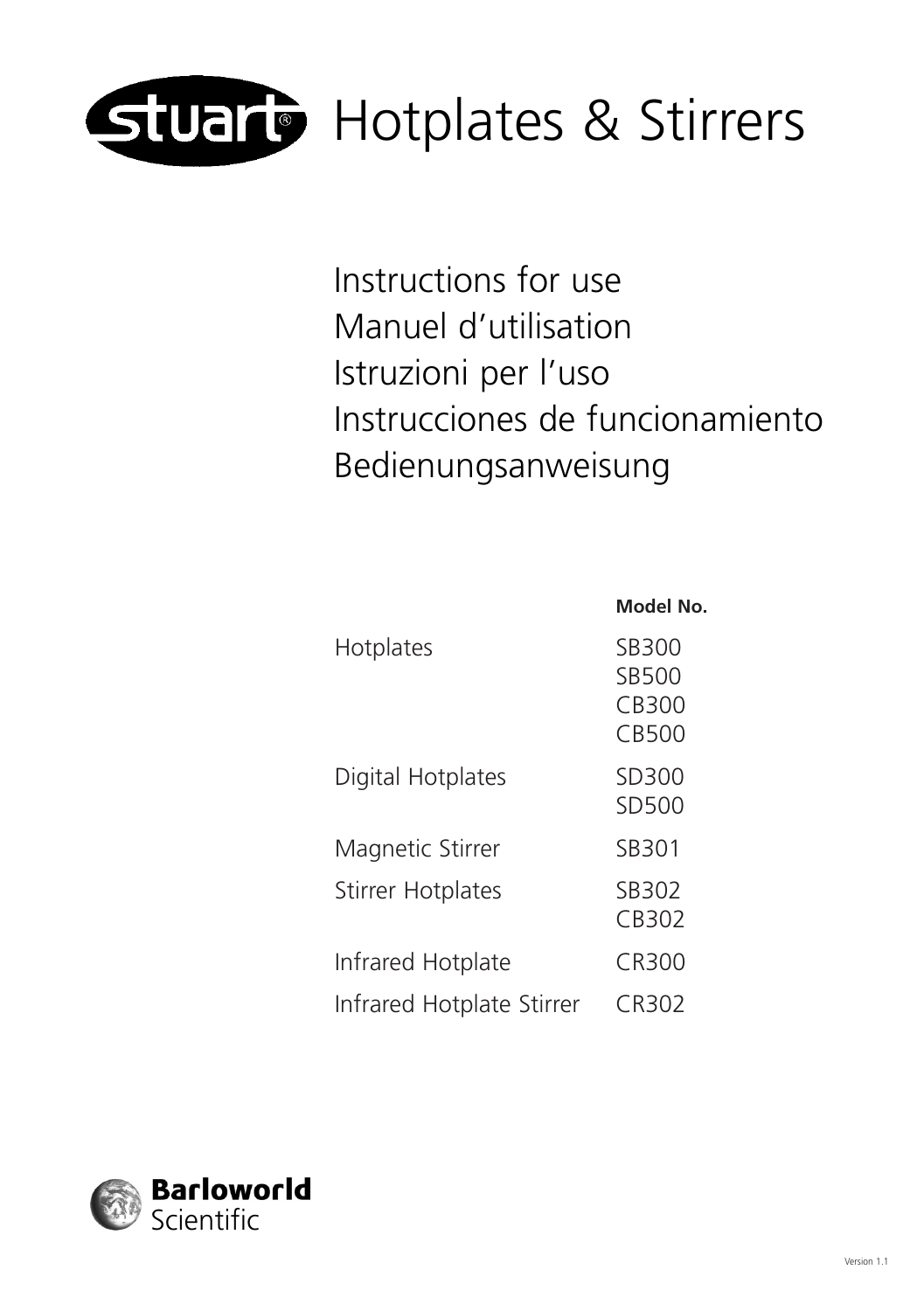# stuart® Hotplates & Stirrers

Instructions for use
Manuel d'utilisation
Istruzioni per l'uso
Instrucciones de funcionamiento
Bedienungsanweisung

| | Model No. |
|---|---|
| Hotplates | SB300 |
| | SB500 |
| | CB300 |
| | CB500 |
| Digital Hotplates | SD300 |
| | SD500 |
| Magnetic Stirrer | SB301 |
| Stirrer Hotplates | SB302 |
| | CB302 |
| Infrared Hotplate | CR300 |
| Infrared Hotplate Stirrer | CR302 |

**Barloworld** Scientific

Version 1.1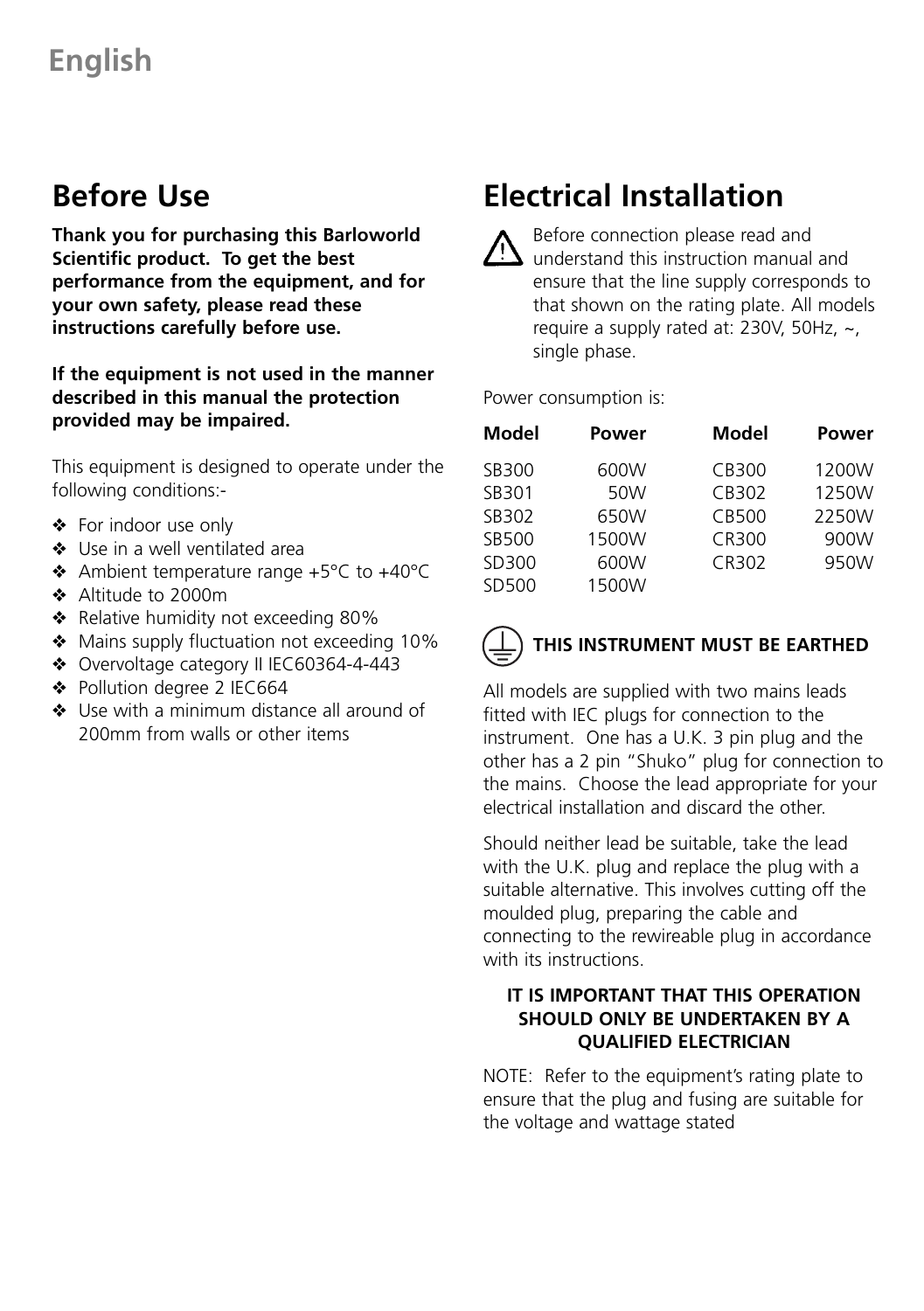# English

## Before Use

**Thank you for purchasing this Barloworld Scientific product. To get the best performance from the equipment, and for your own safety, please read these instructions carefully before use.**

**If the equipment is not used in the manner described in this manual the protection provided may be impaired.**

This equipment is designed to operate under the following conditions:-

- ❖ For indoor use only
- ❖ Use in a well ventilated area
- ❖ Ambient temperature range +5°C to +40°C
- ❖ Altitude to 2000m
- ❖ Relative humidity not exceeding 80%
- ❖ Mains supply fluctuation not exceeding 10%
- ❖ Overvoltage category II IEC60364-4-443
- ❖ Pollution degree 2 IEC664
- ❖ Use with a minimum distance all around of 200mm from walls or other items

## Electrical Installation

⚠ Before connection please read and understand this instruction manual and ensure that the line supply corresponds to that shown on the rating plate. All models require a supply rated at: 230V, 50Hz, ~, single phase.

Power consumption is:

| Model | Power | Model | Power |
|---|---|---|---|
| SB300 | 600W | CB300 | 1200W |
| SB301 | 50W | CB302 | 1250W |
| SB302 | 650W | CB500 | 2250W |
| SB500 | 1500W | CR300 | 900W |
| SD300 | 600W | CR302 | 950W |
| SD500 | 1500W | | |

**THIS INSTRUMENT MUST BE EARTHED**

All models are supplied with two mains leads fitted with IEC plugs for connection to the instrument. One has a U.K. 3 pin plug and the other has a 2 pin "Shuko" plug for connection to the mains. Choose the lead appropriate for your electrical installation and discard the other.

Should neither lead be suitable, take the lead with the U.K. plug and replace the plug with a suitable alternative. This involves cutting off the moulded plug, preparing the cable and connecting to the rewireable plug in accordance with its instructions.

**IT IS IMPORTANT THAT THIS OPERATION SHOULD ONLY BE UNDERTAKEN BY A QUALIFIED ELECTRICIAN**

NOTE: Refer to the equipment's rating plate to ensure that the plug and fusing are suitable for the voltage and wattage stated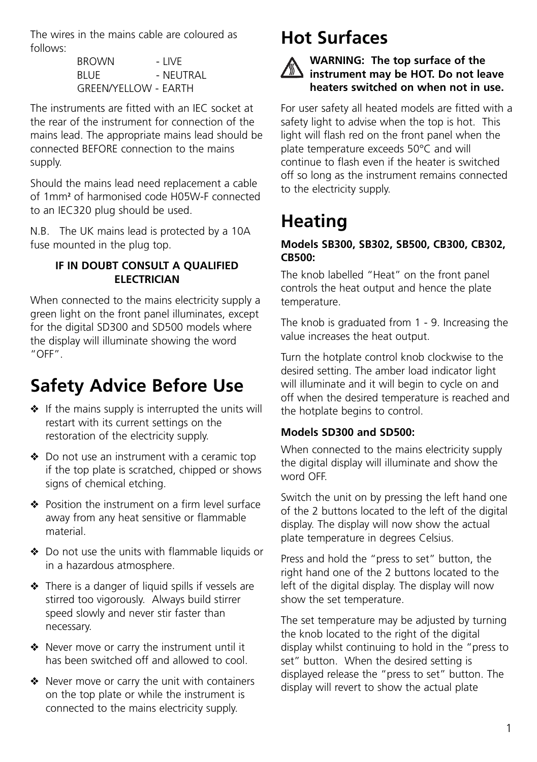The wires in the mains cable are coloured as follows:

BROWN - LIVE
BLUE - NEUTRAL
GREEN/YELLOW - EARTH

The instruments are fitted with an IEC socket at the rear of the instrument for connection of the mains lead. The appropriate mains lead should be connected BEFORE connection to the mains supply.

Should the mains lead need replacement a cable of 1mm² of harmonised code H05W-F connected to an IEC320 plug should be used.

N.B. The UK mains lead is protected by a 10A fuse mounted in the plug top.

**IF IN DOUBT CONSULT A QUALIFIED ELECTRICIAN**

When connected to the mains electricity supply a green light on the front panel illuminates, except for the digital SD300 and SD500 models where the display will illuminate showing the word "OFF".

# Safety Advice Before Use

- If the mains supply is interrupted the units will restart with its current settings on the restoration of the electricity supply.
- Do not use an instrument with a ceramic top if the top plate is scratched, chipped or shows signs of chemical etching.
- Position the instrument on a firm level surface away from any heat sensitive or flammable material.
- Do not use the units with flammable liquids or in a hazardous atmosphere.
- There is a danger of liquid spills if vessels are stirred too vigorously. Always build stirrer speed slowly and never stir faster than necessary.
- Never move or carry the instrument until it has been switched off and allowed to cool.
- Never move or carry the unit with containers on the top plate or while the instrument is connected to the mains electricity supply.

# Hot Surfaces

**WARNING: The top surface of the instrument may be HOT. Do not leave heaters switched on when not in use.**

For user safety all heated models are fitted with a safety light to advise when the top is hot. This light will flash red on the front panel when the plate temperature exceeds 50°C and will continue to flash even if the heater is switched off so long as the instrument remains connected to the electricity supply.

# Heating

**Models SB300, SB302, SB500, CB300, CB302, CB500:**

The knob labelled "Heat" on the front panel controls the heat output and hence the plate temperature.

The knob is graduated from 1 - 9. Increasing the value increases the heat output.

Turn the hotplate control knob clockwise to the desired setting. The amber load indicator light will illuminate and it will begin to cycle on and off when the desired temperature is reached and the hotplate begins to control.

**Models SD300 and SD500:**

When connected to the mains electricity supply the digital display will illuminate and show the word OFF.

Switch the unit on by pressing the left hand one of the 2 buttons located to the left of the digital display. The display will now show the actual plate temperature in degrees Celsius.

Press and hold the "press to set" button, the right hand one of the 2 buttons located to the left of the digital display. The display will now show the set temperature.

The set temperature may be adjusted by turning the knob located to the right of the digital display whilst continuing to hold in the "press to set" button. When the desired setting is displayed release the "press to set" button. The display will revert to show the actual plate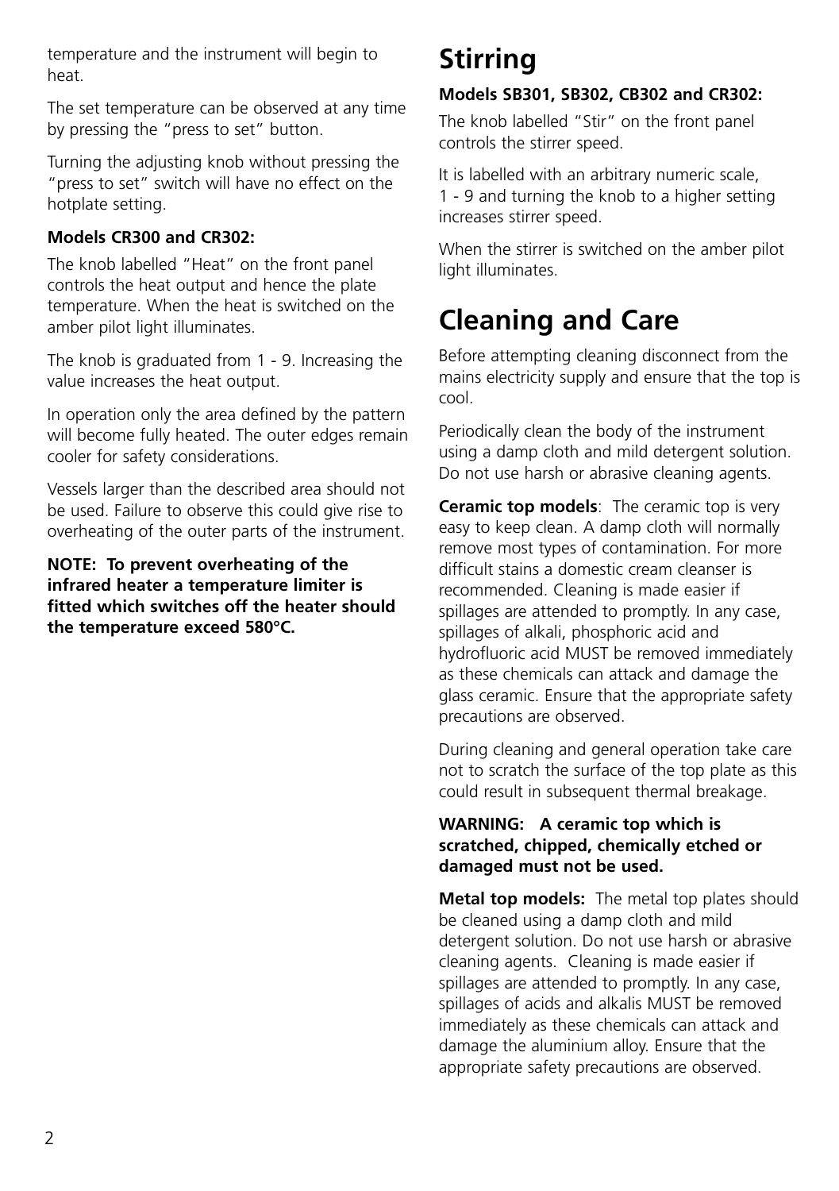temperature and the instrument will begin to heat.

The set temperature can be observed at any time by pressing the "press to set" button.

Turning the adjusting knob without pressing the "press to set" switch will have no effect on the hotplate setting.

**Models CR300 and CR302:**

The knob labelled "Heat" on the front panel controls the heat output and hence the plate temperature. When the heat is switched on the amber pilot light illuminates.

The knob is graduated from 1 - 9. Increasing the value increases the heat output.

In operation only the area defined by the pattern will become fully heated. The outer edges remain cooler for safety considerations.

Vessels larger than the described area should not be used. Failure to observe this could give rise to overheating of the outer parts of the instrument.

**NOTE: To prevent overheating of the infrared heater a temperature limiter is fitted which switches off the heater should the temperature exceed 580°C.**

# Stirring

**Models SB301, SB302, CB302 and CR302:**

The knob labelled "Stir" on the front panel controls the stirrer speed.

It is labelled with an arbitrary numeric scale, 1 - 9 and turning the knob to a higher setting increases stirrer speed.

When the stirrer is switched on the amber pilot light illuminates.

# Cleaning and Care

Before attempting cleaning disconnect from the mains electricity supply and ensure that the top is cool.

Periodically clean the body of the instrument using a damp cloth and mild detergent solution. Do not use harsh or abrasive cleaning agents.

**Ceramic top models**: The ceramic top is very easy to keep clean. A damp cloth will normally remove most types of contamination. For more difficult stains a domestic cream cleanser is recommended. Cleaning is made easier if spillages are attended to promptly. In any case, spillages of alkali, phosphoric acid and hydrofluoric acid MUST be removed immediately as these chemicals can attack and damage the glass ceramic. Ensure that the appropriate safety precautions are observed.

During cleaning and general operation take care not to scratch the surface of the top plate as this could result in subsequent thermal breakage.

**WARNING: A ceramic top which is scratched, chipped, chemically etched or damaged must not be used.**

**Metal top models:** The metal top plates should be cleaned using a damp cloth and mild detergent solution. Do not use harsh or abrasive cleaning agents. Cleaning is made easier if spillages are attended to promptly. In any case, spillages of acids and alkalis MUST be removed immediately as these chemicals can attack and damage the aluminium alloy. Ensure that the appropriate safety precautions are observed.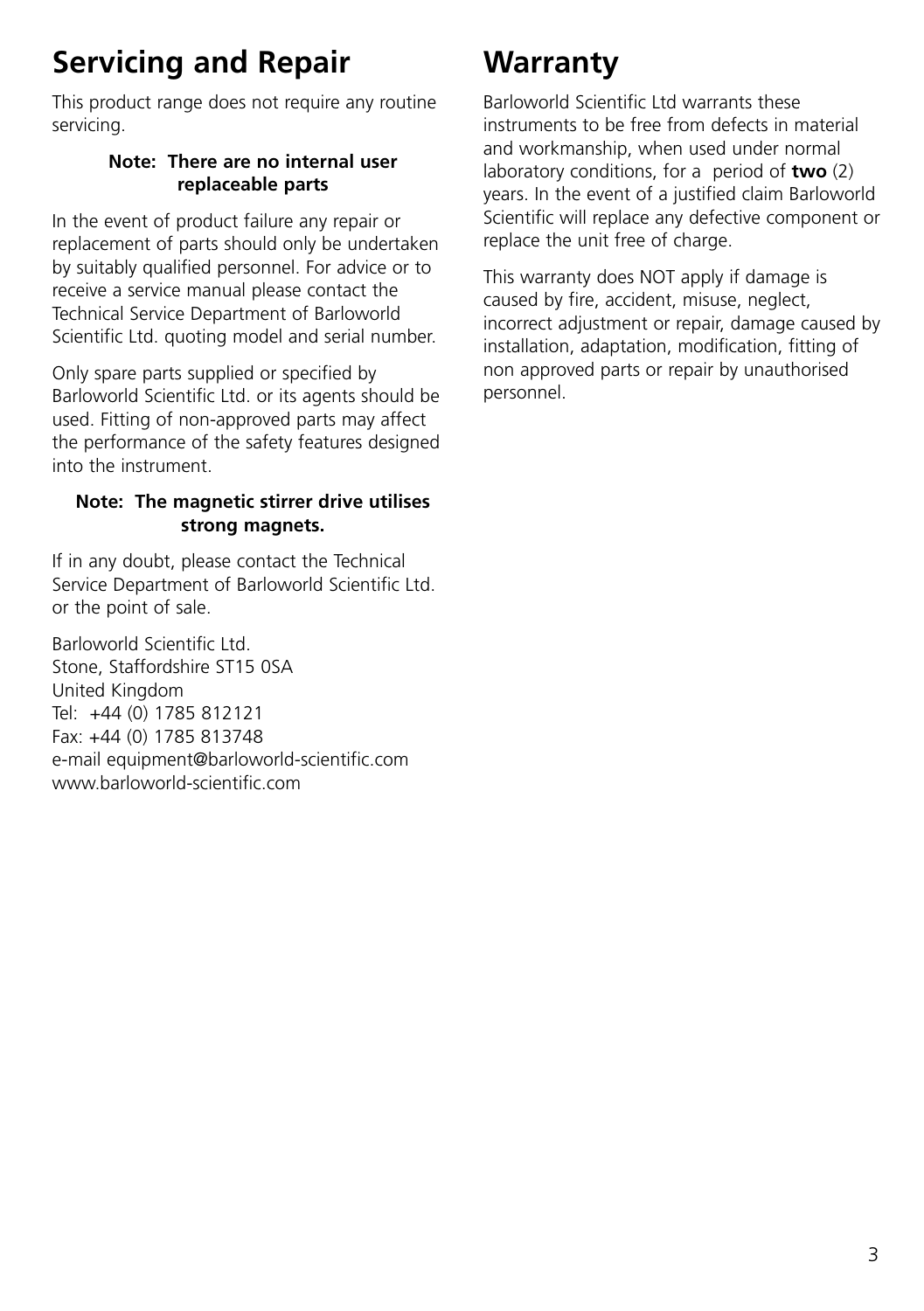# Servicing and Repair

This product range does not require any routine servicing.

**Note: There are no internal user replaceable parts**

In the event of product failure any repair or replacement of parts should only be undertaken by suitably qualified personnel. For advice or to receive a service manual please contact the Technical Service Department of Barloworld Scientific Ltd. quoting model and serial number.

Only spare parts supplied or specified by Barloworld Scientific Ltd. or its agents should be used. Fitting of non-approved parts may affect the performance of the safety features designed into the instrument.

**Note: The magnetic stirrer drive utilises strong magnets.**

If in any doubt, please contact the Technical Service Department of Barloworld Scientific Ltd. or the point of sale.

Barloworld Scientific Ltd.
Stone, Staffordshire ST15 0SA
United Kingdom
Tel: +44 (0) 1785 812121
Fax: +44 (0) 1785 813748
e-mail equipment@barloworld-scientific.com
www.barloworld-scientific.com

# Warranty

Barloworld Scientific Ltd warrants these instruments to be free from defects in material and workmanship, when used under normal laboratory conditions, for a period of **two** (2) years. In the event of a justified claim Barloworld Scientific will replace any defective component or replace the unit free of charge.

This warranty does NOT apply if damage is caused by fire, accident, misuse, neglect, incorrect adjustment or repair, damage caused by installation, adaptation, modification, fitting of non approved parts or repair by unauthorised personnel.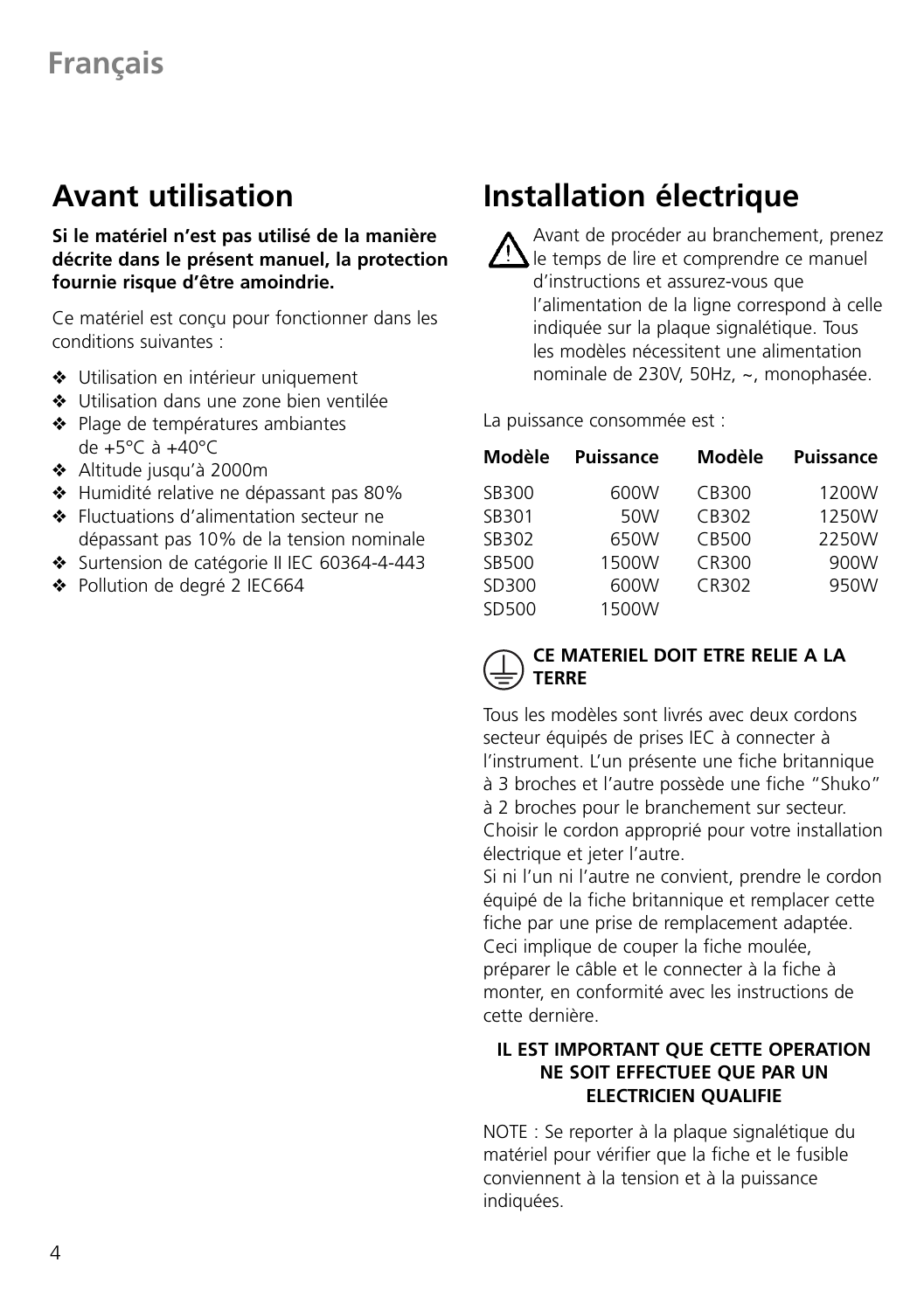# Français

## Avant utilisation

**Si le matériel n'est pas utilisé de la manière décrite dans le présent manuel, la protection fournie risque d'être amoindrie.**

Ce matériel est conçu pour fonctionner dans les conditions suivantes :

- Utilisation en intérieur uniquement
- Utilisation dans une zone bien ventilée
- Plage de températures ambiantes de +5°C à +40°C
- Altitude jusqu'à 2000m
- Humidité relative ne dépassant pas 80%
- Fluctuations d'alimentation secteur ne dépassant pas 10% de la tension nominale
- Surtension de catégorie II IEC 60364-4-443
- Pollution de degré 2 IEC664

## Installation électrique

Avant de procéder au branchement, prenez le temps de lire et comprendre ce manuel d'instructions et assurez-vous que l'alimentation de la ligne correspond à celle indiquée sur la plaque signalétique. Tous les modèles nécessitent une alimentation nominale de 230V, 50Hz, ~, monophasée.

La puissance consommée est :

| Modèle | Puissance | Modèle | Puissance |
|---|---|---|---|
| SB300 | 600W | CB300 | 1200W |
| SB301 | 50W | CB302 | 1250W |
| SB302 | 650W | CB500 | 2250W |
| SB500 | 1500W | CR300 | 900W |
| SD300 | 600W | CR302 | 950W |
| SD500 | 1500W | | |

**CE MATERIEL DOIT ETRE RELIE A LA TERRE**

Tous les modèles sont livrés avec deux cordons secteur équipés de prises IEC à connecter à l'instrument. L'un présente une fiche britannique à 3 broches et l'autre possède une fiche "Shuko" à 2 broches pour le branchement sur secteur. Choisir le cordon approprié pour votre installation électrique et jeter l'autre.

Si ni l'un ni l'autre ne convient, prendre le cordon équipé de la fiche britannique et remplacer cette fiche par une prise de remplacement adaptée. Ceci implique de couper la fiche moulée, préparer le câble et le connecter à la fiche à monter, en conformité avec les instructions de cette dernière.

**IL EST IMPORTANT QUE CETTE OPERATION NE SOIT EFFECTUEE QUE PAR UN ELECTRICIEN QUALIFIE**

NOTE : Se reporter à la plaque signalétique du matériel pour vérifier que la fiche et le fusible conviennent à la tension et à la puissance indiquées.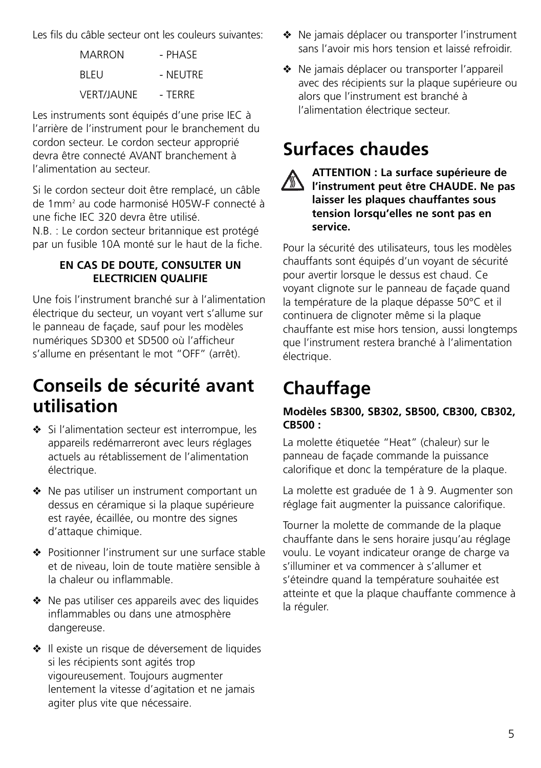Les fils du câble secteur ont les couleurs suivantes:

| | |
|---|---|
| MARRON | - PHASE |
| BLEU | - NEUTRE |
| VERT/JAUNE | - TERRE |

Les instruments sont équipés d'une prise IEC à l'arrière de l'instrument pour le branchement du cordon secteur. Le cordon secteur approprié devra être connecté AVANT branchement à l'alimentation au secteur.

Si le cordon secteur doit être remplacé, un câble de 1mm$^2$ au code harmonisé H05W-F connecté à une fiche IEC 320 devra être utilisé.
N.B. : Le cordon secteur britannique est protégé par un fusible 10A monté sur le haut de la fiche.

**EN CAS DE DOUTE, CONSULTER UN ELECTRICIEN QUALIFIE**

Une fois l'instrument branché sur à l'alimentation électrique du secteur, un voyant vert s'allume sur le panneau de façade, sauf pour les modèles numériques SD300 et SD500 où l'afficheur s'allume en présentant le mot "OFF" (arrêt).

# Conseils de sécurité avant utilisation

- ❖ Si l'alimentation secteur est interrompue, les appareils redémarreront avec leurs réglages actuels au rétablissement de l'alimentation électrique.
- ❖ Ne pas utiliser un instrument comportant un dessus en céramique si la plaque supérieure est rayée, écaillée, ou montre des signes d'attaque chimique.
- ❖ Positionner l'instrument sur une surface stable et de niveau, loin de toute matière sensible à la chaleur ou inflammable.
- ❖ Ne pas utiliser ces appareils avec des liquides inflammables ou dans une atmosphère dangereuse.
- ❖ Il existe un risque de déversement de liquides si les récipients sont agités trop vigoureusement. Toujours augmenter lentement la vitesse d'agitation et ne jamais agiter plus vite que nécessaire.
- ❖ Ne jamais déplacer ou transporter l'instrument sans l'avoir mis hors tension et laissé refroidir.
- ❖ Ne jamais déplacer ou transporter l'appareil avec des récipients sur la plaque supérieure ou alors que l'instrument est branché à l'alimentation électrique secteur.

# Surfaces chaudes

**ATTENTION : La surface supérieure de l'instrument peut être CHAUDE. Ne pas laisser les plaques chauffantes sous tension lorsqu'elles ne sont pas en service.**

Pour la sécurité des utilisateurs, tous les modèles chauffants sont équipés d'un voyant de sécurité pour avertir lorsque le dessus est chaud. Ce voyant clignote sur le panneau de façade quand la température de la plaque dépasse 50°C et il continuera de clignoter même si la plaque chauffante est mise hors tension, aussi longtemps que l'instrument restera branché à l'alimentation électrique.

# Chauffage

**Modèles SB300, SB302, SB500, CB300, CB302, CB500 :**

La molette étiquetée "Heat" (chaleur) sur le panneau de façade commande la puissance calorifique et donc la température de la plaque.

La molette est graduée de 1 à 9. Augmenter son réglage fait augmenter la puissance calorifique.

Tourner la molette de commande de la plaque chauffante dans le sens horaire jusqu'au réglage voulu. Le voyant indicateur orange de charge va s'illuminer et va commencer à s'allumer et s'éteindre quand la température souhaitée est atteinte et que la plaque chauffante commence à la réguler.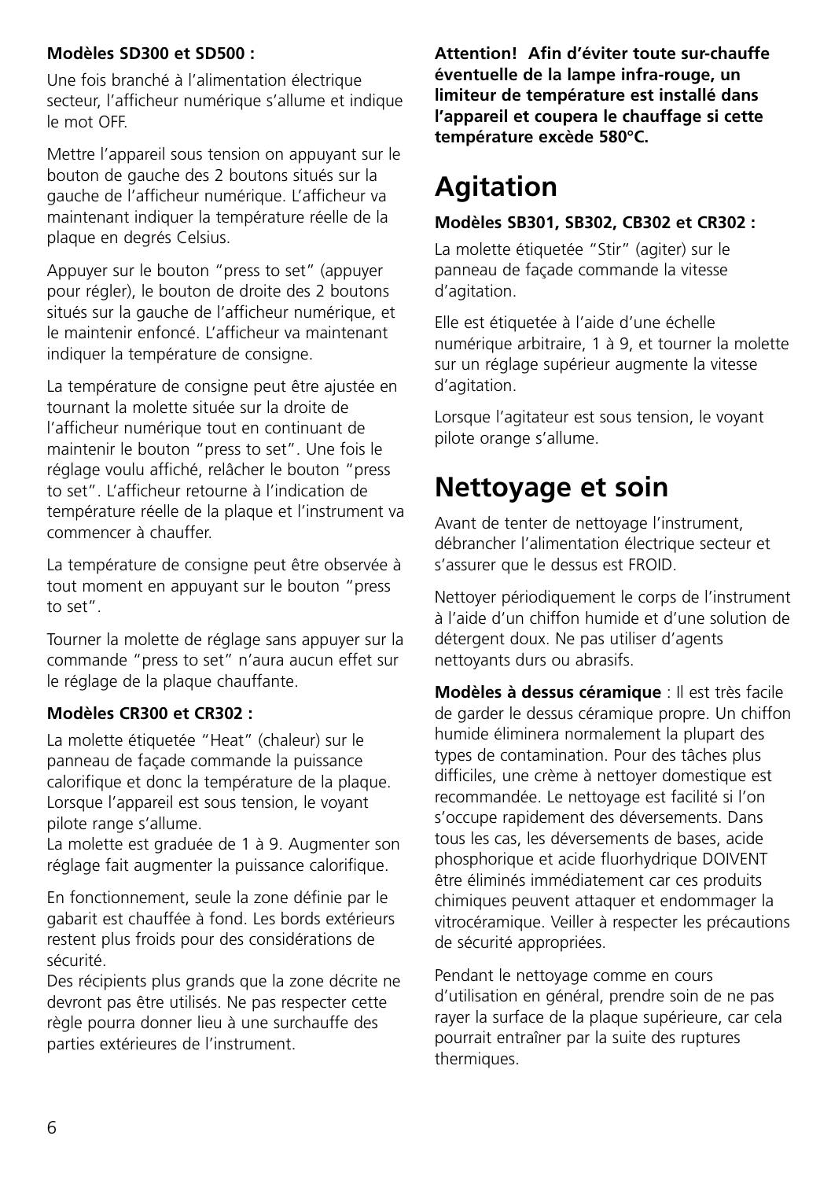**Modèles SD300 et SD500 :**

Une fois branché à l'alimentation électrique secteur, l'afficheur numérique s'allume et indique le mot OFF.

Mettre l'appareil sous tension on appuyant sur le bouton de gauche des 2 boutons situés sur la gauche de l'afficheur numérique. L'afficheur va maintenant indiquer la température réelle de la plaque en degrés Celsius.

Appuyer sur le bouton "press to set" (appuyer pour régler), le bouton de droite des 2 boutons situés sur la gauche de l'afficheur numérique, et le maintenir enfoncé. L'afficheur va maintenant indiquer la température de consigne.

La température de consigne peut être ajustée en tournant la molette située sur la droite de l'afficheur numérique tout en continuant de maintenir le bouton "press to set". Une fois le réglage voulu affiché, relâcher le bouton "press to set". L'afficheur retourne à l'indication de température réelle de la plaque et l'instrument va commencer à chauffer.

La température de consigne peut être observée à tout moment en appuyant sur le bouton "press to set".

Tourner la molette de réglage sans appuyer sur la commande "press to set" n'aura aucun effet sur le réglage de la plaque chauffante.

**Modèles CR300 et CR302 :**

La molette étiquetée "Heat" (chaleur) sur le panneau de façade commande la puissance calorifique et donc la température de la plaque. Lorsque l'appareil est sous tension, le voyant pilote range s'allume.
La molette est graduée de 1 à 9. Augmenter son réglage fait augmenter la puissance calorifique.

En fonctionnement, seule la zone définie par le gabarit est chauffée à fond. Les bords extérieurs restent plus froids pour des considérations de sécurité.
Des récipients plus grands que la zone décrite ne devront pas être utilisés. Ne pas respecter cette règle pourra donner lieu à une surchauffe des parties extérieures de l'instrument.

**Attention! Afin d'éviter toute sur-chauffe éventuelle de la lampe infra-rouge, un limiteur de température est installé dans l'appareil et coupera le chauffage si cette température excède 580°C.**

# Agitation

**Modèles SB301, SB302, CB302 et CR302 :**

La molette étiquetée "Stir" (agiter) sur le panneau de façade commande la vitesse d'agitation.

Elle est étiquetée à l'aide d'une échelle numérique arbitraire, 1 à 9, et tourner la molette sur un réglage supérieur augmente la vitesse d'agitation.

Lorsque l'agitateur est sous tension, le voyant pilote orange s'allume.

# Nettoyage et soin

Avant de tenter de nettoyage l'instrument, débrancher l'alimentation électrique secteur et s'assurer que le dessus est FROID.

Nettoyer périodiquement le corps de l'instrument à l'aide d'un chiffon humide et d'une solution de détergent doux. Ne pas utiliser d'agents nettoyants durs ou abrasifs.

**Modèles à dessus céramique** : Il est très facile de garder le dessus céramique propre. Un chiffon humide éliminera normalement la plupart des types de contamination. Pour des tâches plus difficiles, une crème à nettoyer domestique est recommandée. Le nettoyage est facilité si l'on s'occupe rapidement des déversements. Dans tous les cas, les déversements de bases, acide phosphorique et acide fluorhydrique DOIVENT être éliminés immédiatement car ces produits chimiques peuvent attaquer et endommager la vitrocéramique. Veiller à respecter les précautions de sécurité appropriées.

Pendant le nettoyage comme en cours d'utilisation en général, prendre soin de ne pas rayer la surface de la plaque supérieure, car cela pourrait entraîner par la suite des ruptures thermiques.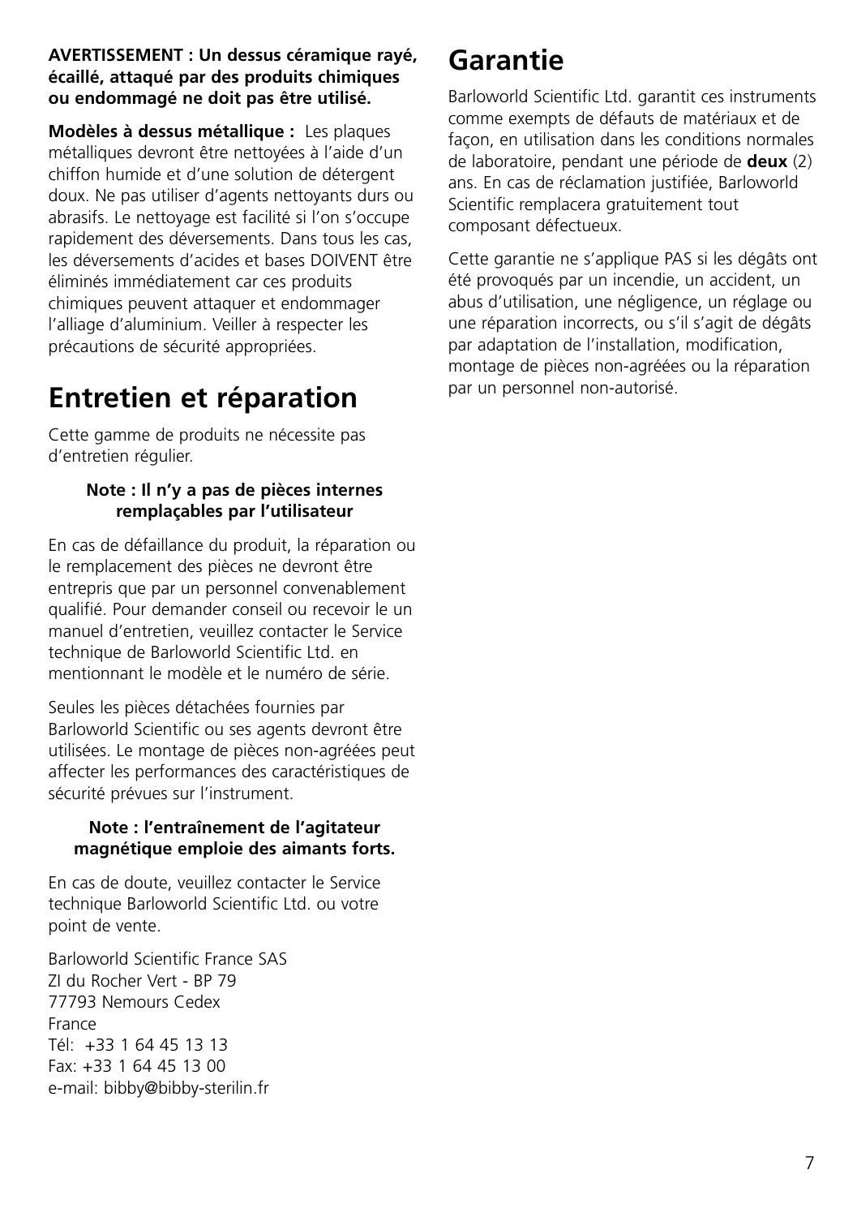**AVERTISSEMENT : Un dessus céramique rayé, écaillé, attaqué par des produits chimiques ou endommagé ne doit pas être utilisé.**

**Modèles à dessus métallique :** Les plaques métalliques devront être nettoyées à l'aide d'un chiffon humide et d'une solution de détergent doux. Ne pas utiliser d'agents nettoyants durs ou abrasifs. Le nettoyage est facilité si l'on s'occupe rapidement des déversements. Dans tous les cas, les déversements d'acides et bases DOIVENT être éliminés immédiatement car ces produits chimiques peuvent attaquer et endommager l'alliage d'aluminium. Veiller à respecter les précautions de sécurité appropriées.

# Entretien et réparation

Cette gamme de produits ne nécessite pas d'entretien régulier.

**Note : Il n'y a pas de pièces internes remplaçables par l'utilisateur**

En cas de défaillance du produit, la réparation ou le remplacement des pièces ne devront être entrepris que par un personnel convenablement qualifié. Pour demander conseil ou recevoir le un manuel d'entretien, veuillez contacter le Service technique de Barloworld Scientific Ltd. en mentionnant le modèle et le numéro de série.

Seules les pièces détachées fournies par Barloworld Scientific ou ses agents devront être utilisées. Le montage de pièces non-agréées peut affecter les performances des caractéristiques de sécurité prévues sur l'instrument.

**Note : l'entraînement de l'agitateur magnétique emploie des aimants forts.**

En cas de doute, veuillez contacter le Service technique Barloworld Scientific Ltd. ou votre point de vente.

Barloworld Scientific France SAS
ZI du Rocher Vert - BP 79
77793 Nemours Cedex
France
Tél: +33 1 64 45 13 13
Fax: +33 1 64 45 13 00
e-mail: bibby@bibby-sterilin.fr

# Garantie

Barloworld Scientific Ltd. garantit ces instruments comme exempts de défauts de matériaux et de façon, en utilisation dans les conditions normales de laboratoire, pendant une période de **deux** (2) ans. En cas de réclamation justifiée, Barloworld Scientific remplacera gratuitement tout composant défectueux.

Cette garantie ne s'applique PAS si les dégâts ont été provoqués par un incendie, un accident, un abus d'utilisation, une négligence, un réglage ou une réparation incorrects, ou s'il s'agit de dégâts par adaptation de l'installation, modification, montage de pièces non-agréées ou la réparation par un personnel non-autorisé.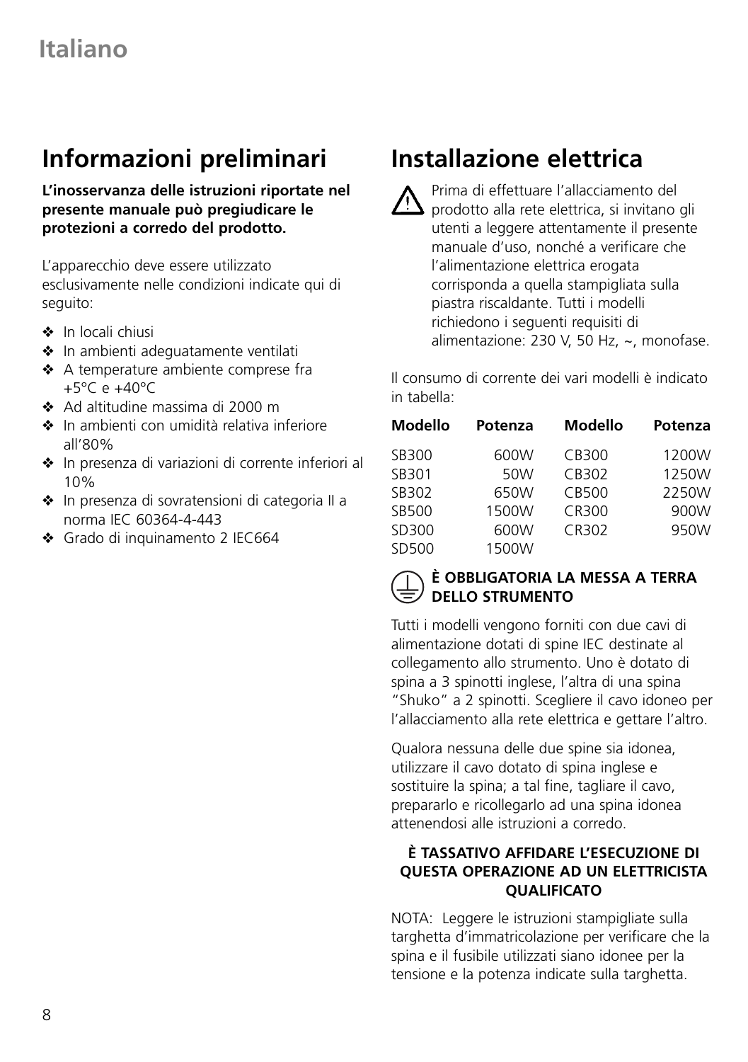Italiano

## Informazioni preliminari

**L'inosservanza delle istruzioni riportate nel presente manuale può pregiudicare le protezioni a corredo del prodotto.**

L'apparecchio deve essere utilizzato esclusivamente nelle condizioni indicate qui di seguito:

- ❖ In locali chiusi
- ❖ In ambienti adeguatamente ventilati
- ❖ A temperature ambiente comprese fra +5°C e +40°C
- ❖ Ad altitudine massima di 2000 m
- ❖ In ambienti con umidità relativa inferiore all'80%
- ❖ In presenza di variazioni di corrente inferiori al 10%
- ❖ In presenza di sovratensioni di categoria II a norma IEC 60364-4-443
- ❖ Grado di inquinamento 2 IEC664

## Installazione elettrica

⚠ Prima di effettuare l'allacciamento del prodotto alla rete elettrica, si invitano gli utenti a leggere attentamente il presente manuale d'uso, nonché a verificare che l'alimentazione elettrica erogata corrisponda a quella stampigliata sulla piastra riscaldante. Tutti i modelli richiedono i seguenti requisiti di alimentazione: 230 V, 50 Hz, ~, monofase.

Il consumo di corrente dei vari modelli è indicato in tabella:

| Modello | Potenza | Modello | Potenza |
|---|---|---|---|
| SB300 | 600W | CB300 | 1200W |
| SB301 | 50W | CB302 | 1250W |
| SB302 | 650W | CB500 | 2250W |
| SB500 | 1500W | CR300 | 900W |
| SD300 | 600W | CR302 | 950W |
| SD500 | 1500W | | |

**È OBBLIGATORIA LA MESSA A TERRA DELLO STRUMENTO**

Tutti i modelli vengono forniti con due cavi di alimentazione dotati di spine IEC destinate al collegamento allo strumento. Uno è dotato di spina a 3 spinotti inglese, l'altra di una spina "Shuko" a 2 spinotti. Scegliere il cavo idoneo per l'allacciamento alla rete elettrica e gettare l'altro.

Qualora nessuna delle due spine sia idonea, utilizzare il cavo dotato di spina inglese e sostituire la spina; a tal fine, tagliare il cavo, prepararlo e ricollegarlo ad una spina idonea attenendosi alle istruzioni a corredo.

**È TASSATIVO AFFIDARE L'ESECUZIONE DI QUESTA OPERAZIONE AD UN ELETTRICISTA QUALIFICATO**

NOTA: Leggere le istruzioni stampigliate sulla targhetta d'immatricolazione per verificare che la spina e il fusibile utilizzati siano idonee per la tensione e la potenza indicate sulla targhetta.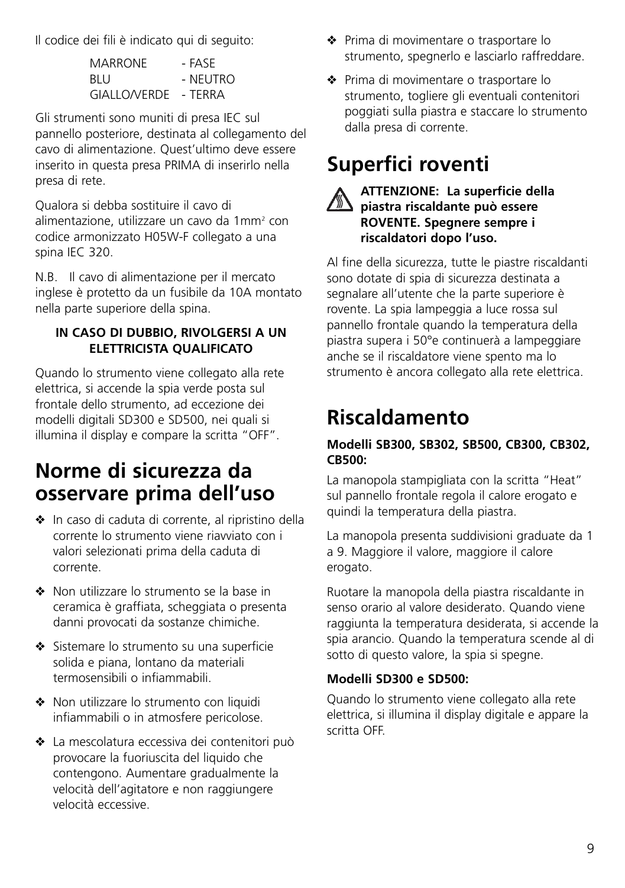Il codice dei fili è indicato qui di seguito:

| | |
|---|---|
| MARRONE | - FASE |
| BLU | - NEUTRO |
| GIALLO/VERDE | - TERRA |

Gli strumenti sono muniti di presa IEC sul pannello posteriore, destinata al collegamento del cavo di alimentazione. Quest'ultimo deve essere inserito in questa presa PRIMA di inserirlo nella presa di rete.

Qualora si debba sostituire il cavo di alimentazione, utilizzare un cavo da 1mm$^2$ con codice armonizzato H05W-F collegato a una spina IEC 320.

N.B. Il cavo di alimentazione per il mercato inglese è protetto da un fusibile da 10A montato nella parte superiore della spina.

**IN CASO DI DUBBIO, RIVOLGERSI A UN ELETTRICISTA QUALIFICATO**

Quando lo strumento viene collegato alla rete elettrica, si accende la spia verde posta sul frontale dello strumento, ad eccezione dei modelli digitali SD300 e SD500, nei quali si illumina il display e compare la scritta "OFF".

# Norme di sicurezza da osservare prima dell'uso

- In caso di caduta di corrente, al ripristino della corrente lo strumento viene riavviato con i valori selezionati prima della caduta di corrente.
- Non utilizzare lo strumento se la base in ceramica è graffiata, scheggiata o presenta danni provocati da sostanze chimiche.
- Sistemare lo strumento su una superficie solida e piana, lontano da materiali termosensibili o infiammabili.
- Non utilizzare lo strumento con liquidi infiammabili o in atmosfere pericolose.
- La mescolatura eccessiva dei contenitori può provocare la fuoriuscita del liquido che contengono. Aumentare gradualmente la velocità dell'agitatore e non raggiungere velocità eccessive.
- Prima di movimentare o trasportare lo strumento, spegnerlo e lasciarlo raffreddare.
- Prima di movimentare o trasportare lo strumento, togliere gli eventuali contenitori poggiati sulla piastra e staccare lo strumento dalla presa di corrente.

# Superfici roventi

**ATTENZIONE: La superficie della piastra riscaldante può essere ROVENTE. Spegnere sempre i riscaldatori dopo l'uso.**

Al fine della sicurezza, tutte le piastre riscaldanti sono dotate di spia di sicurezza destinata a segnalare all'utente che la parte superiore è rovente. La spia lampeggia a luce rossa sul pannello frontale quando la temperatura della piastra supera i 50°e continuerà a lampeggiare anche se il riscaldatore viene spento ma lo strumento è ancora collegato alla rete elettrica.

# Riscaldamento

**Modelli SB300, SB302, SB500, CB300, CB302, CB500:**

La manopola stampigliata con la scritta "Heat" sul pannello frontale regola il calore erogato e quindi la temperatura della piastra.

La manopola presenta suddivisioni graduate da 1 a 9. Maggiore il valore, maggiore il calore erogato.

Ruotare la manopola della piastra riscaldante in senso orario al valore desiderato. Quando viene raggiunta la temperatura desiderata, si accende la spia arancio. Quando la temperatura scende al di sotto di questo valore, la spia si spegne.

**Modelli SD300 e SD500:**

Quando lo strumento viene collegato alla rete elettrica, si illumina il display digitale e appare la scritta OFF.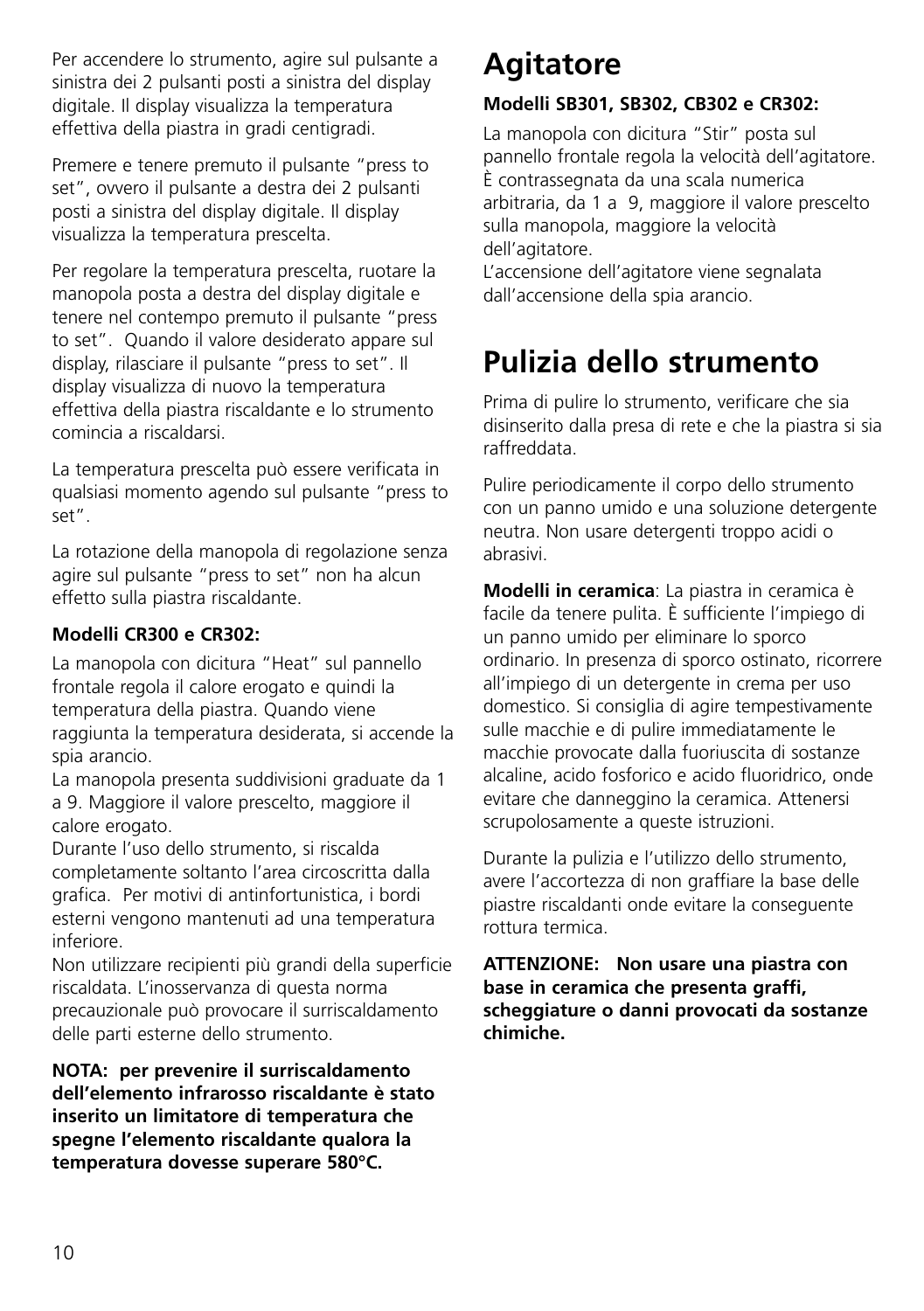Per accendere lo strumento, agire sul pulsante a sinistra dei 2 pulsanti posti a sinistra del display digitale. Il display visualizza la temperatura effettiva della piastra in gradi centigradi.

Premere e tenere premuto il pulsante "press to set", ovvero il pulsante a destra dei 2 pulsanti posti a sinistra del display digitale. Il display visualizza la temperatura prescelta.

Per regolare la temperatura prescelta, ruotare la manopola posta a destra del display digitale e tenere nel contempo premuto il pulsante "press to set". Quando il valore desiderato appare sul display, rilasciare il pulsante "press to set". Il display visualizza di nuovo la temperatura effettiva della piastra riscaldante e lo strumento comincia a riscaldarsi.

La temperatura prescelta può essere verificata in qualsiasi momento agendo sul pulsante "press to set".

La rotazione della manopola di regolazione senza agire sul pulsante "press to set" non ha alcun effetto sulla piastra riscaldante.

**Modelli CR300 e CR302:**

La manopola con dicitura "Heat" sul pannello frontale regola il calore erogato e quindi la temperatura della piastra. Quando viene raggiunta la temperatura desiderata, si accende la spia arancio.
La manopola presenta suddivisioni graduate da 1 a 9. Maggiore il valore prescelto, maggiore il calore erogato.
Durante l'uso dello strumento, si riscalda completamente soltanto l'area circoscritta dalla grafica. Per motivi di antinfortunistica, i bordi esterni vengono mantenuti ad una temperatura inferiore.
Non utilizzare recipienti più grandi della superficie riscaldata. L'inosservanza di questa norma precauzionale può provocare il surriscaldamento delle parti esterne dello strumento.

**NOTA: per prevenire il surriscaldamento dell'elemento infrarosso riscaldante è stato inserito un limitatore di temperatura che spegne l'elemento riscaldante qualora la temperatura dovesse superare 580°C.**

# Agitatore

**Modelli SB301, SB302, CB302 e CR302:**

La manopola con dicitura "Stir" posta sul pannello frontale regola la velocità dell'agitatore. È contrassegnata da una scala numerica arbitraria, da 1 a 9, maggiore il valore prescelto sulla manopola, maggiore la velocità dell'agitatore.
L'accensione dell'agitatore viene segnalata dall'accensione della spia arancio.

# Pulizia dello strumento

Prima di pulire lo strumento, verificare che sia disinserito dalla presa di rete e che la piastra si sia raffreddata.

Pulire periodicamente il corpo dello strumento con un panno umido e una soluzione detergente neutra. Non usare detergenti troppo acidi o abrasivi.

**Modelli in ceramica**: La piastra in ceramica è facile da tenere pulita. È sufficiente l'impiego di un panno umido per eliminare lo sporco ordinario. In presenza di sporco ostinato, ricorrere all'impiego di un detergente in crema per uso domestico. Si consiglia di agire tempestivamente sulle macchie e di pulire immediatamente le macchie provocate dalla fuoriuscita di sostanze alcaline, acido fosforico e acido fluoridrico, onde evitare che danneggino la ceramica. Attenersi scrupolosamente a queste istruzioni.

Durante la pulizia e l'utilizzo dello strumento, avere l'accortezza di non graffiare la base delle piastre riscaldanti onde evitare la conseguente rottura termica.

**ATTENZIONE: Non usare una piastra con base in ceramica che presenta graffi, scheggiature o danni provocati da sostanze chimiche.**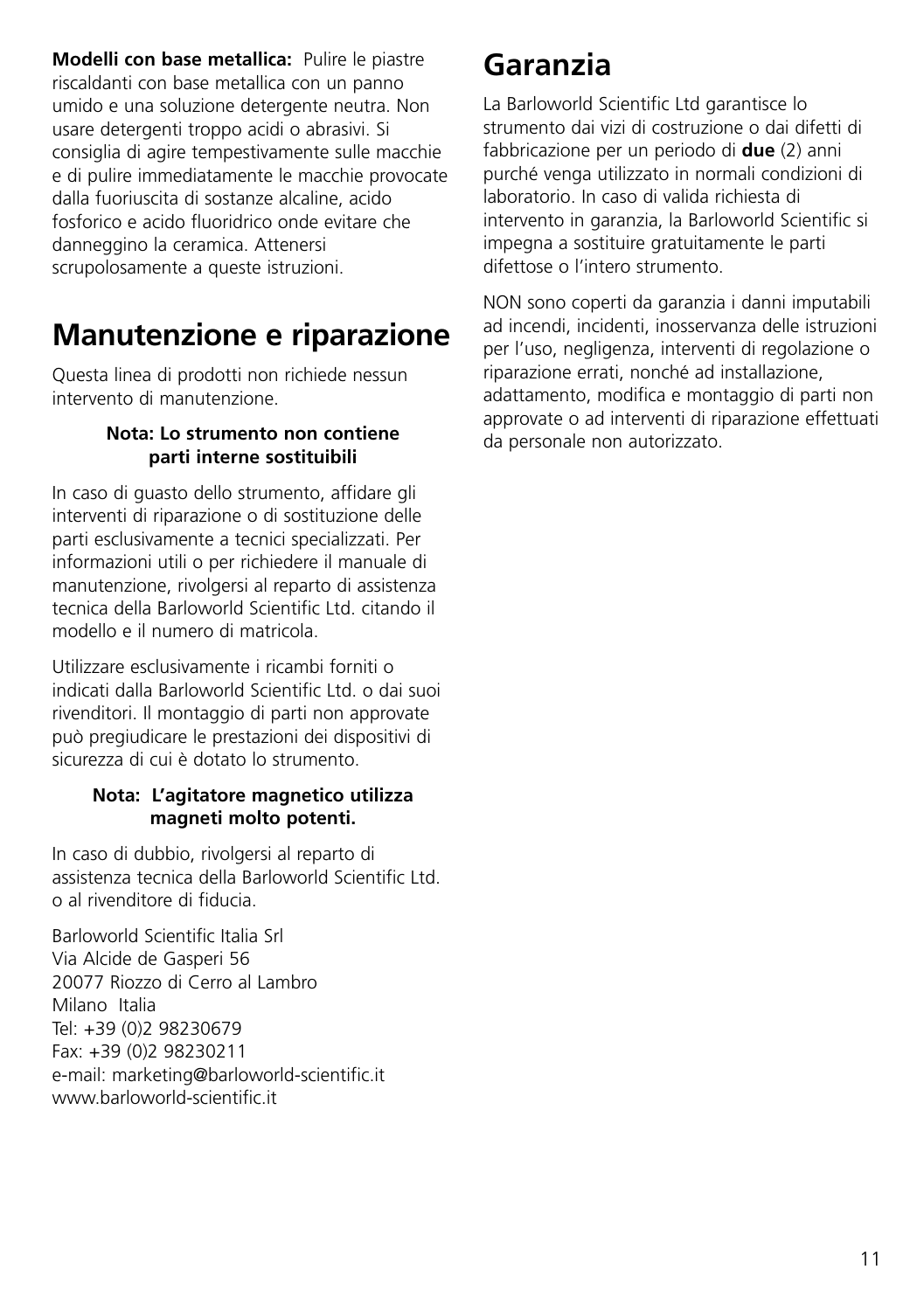**Modelli con base metallica:** Pulire le piastre riscaldanti con base metallica con un panno umido e una soluzione detergente neutra. Non usare detergenti troppo acidi o abrasivi. Si consiglia di agire tempestivamente sulle macchie e di pulire immediatamente le macchie provocate dalla fuoriuscita di sostanze alcaline, acido fosforico e acido fluoridrico onde evitare che danneggino la ceramica. Attenersi scrupolosamente a queste istruzioni.

# Manutenzione e riparazione

Questa linea di prodotti non richiede nessun intervento di manutenzione.

**Nota: Lo strumento non contiene parti interne sostituibili**

In caso di guasto dello strumento, affidare gli interventi di riparazione o di sostituzione delle parti esclusivamente a tecnici specializzati. Per informazioni utili o per richiedere il manuale di manutenzione, rivolgersi al reparto di assistenza tecnica della Barloworld Scientific Ltd. citando il modello e il numero di matricola.

Utilizzare esclusivamente i ricambi forniti o indicati dalla Barloworld Scientific Ltd. o dai suoi rivenditori. Il montaggio di parti non approvate può pregiudicare le prestazioni dei dispositivi di sicurezza di cui è dotato lo strumento.

**Nota: L'agitatore magnetico utilizza magneti molto potenti.**

In caso di dubbio, rivolgersi al reparto di assistenza tecnica della Barloworld Scientific Ltd. o al rivenditore di fiducia.

Barloworld Scientific Italia Srl
Via Alcide de Gasperi 56
20077 Riozzo di Cerro al Lambro
Milano Italia
Tel: +39 (0)2 98230679
Fax: +39 (0)2 98230211
e-mail: marketing@barloworld-scientific.it
www.barloworld-scientific.it

# Garanzia

La Barloworld Scientific Ltd garantisce lo strumento dai vizi di costruzione o dai difetti di fabbricazione per un periodo di **due** (2) anni purché venga utilizzato in normali condizioni di laboratorio. In caso di valida richiesta di intervento in garanzia, la Barloworld Scientific si impegna a sostituire gratuitamente le parti difettose o l'intero strumento.

NON sono coperti da garanzia i danni imputabili ad incendi, incidenti, inosservanza delle istruzioni per l'uso, negligenza, interventi di regolazione o riparazione errati, nonché ad installazione, adattamento, modifica e montaggio di parti non approvate o ad interventi di riparazione effettuati da personale non autorizzato.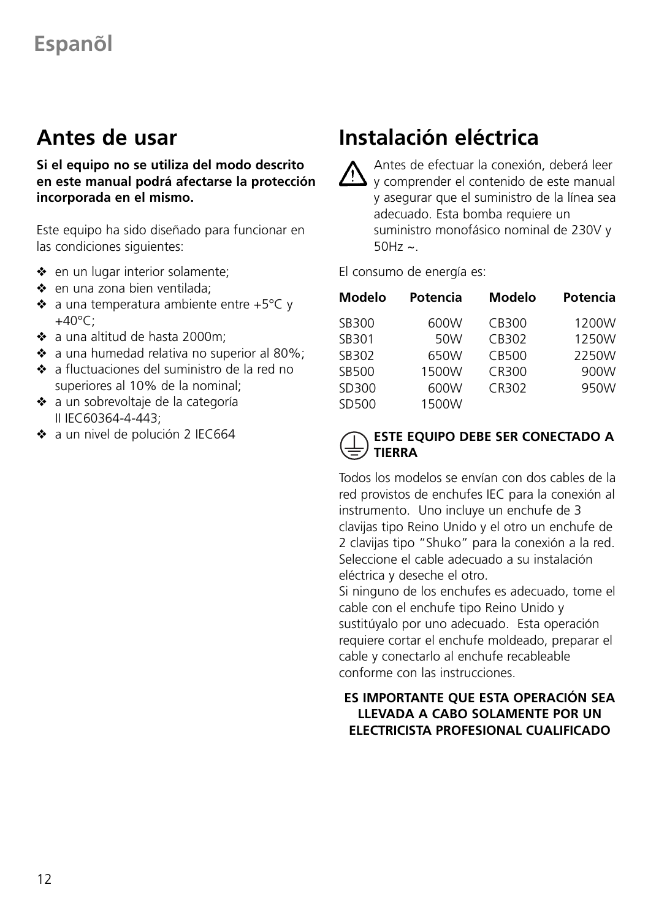# Espanõl

## Antes de usar

**Si el equipo no se utiliza del modo descrito en este manual podrá afectarse la protección incorporada en el mismo.**

Este equipo ha sido diseñado para funcionar en las condiciones siguientes:

- ❖ en un lugar interior solamente;
- ❖ en una zona bien ventilada;
- ❖ a una temperatura ambiente entre +5°C y +40°C;
- ❖ a una altitud de hasta 2000m;
- ❖ a una humedad relativa no superior al 80%;
- ❖ a fluctuaciones del suministro de la red no superiores al 10% de la nominal;
- ❖ a un sobrevoltaje de la categoría II IEC60364-4-443;
- ❖ a un nivel de polución 2 IEC664

## Instalación eléctrica

⚠ Antes de efectuar la conexión, deberá leer y comprender el contenido de este manual y asegurar que el suministro de la línea sea adecuado. Esta bomba requiere un suministro monofásico nominal de 230V y 50Hz ~.

El consumo de energía es:

| Modelo | Potencia | Modelo | Potencia |
|---|---|---|---|
| SB300 | 600W | CB300 | 1200W |
| SB301 | 50W | CB302 | 1250W |
| SB302 | 650W | CB500 | 2250W |
| SB500 | 1500W | CR300 | 900W |
| SD300 | 600W | CR302 | 950W |
| SD500 | 1500W | | |

**ESTE EQUIPO DEBE SER CONECTADO A TIERRA**

Todos los modelos se envían con dos cables de la red provistos de enchufes IEC para la conexión al instrumento. Uno incluye un enchufe de 3 clavijas tipo Reino Unido y el otro un enchufe de 2 clavijas tipo "Shuko" para la conexión a la red. Seleccione el cable adecuado a su instalación eléctrica y deseche el otro.
Si ninguno de los enchufes es adecuado, tome el cable con el enchufe tipo Reino Unido y sustitúyalo por uno adecuado. Esta operación requiere cortar el enchufe moldeado, preparar el cable y conectarlo al enchufe recableable conforme con las instrucciones.

**ES IMPORTANTE QUE ESTA OPERACIÓN SEA LLEVADA A CABO SOLAMENTE POR UN ELECTRICISTA PROFESIONAL CUALIFICADO**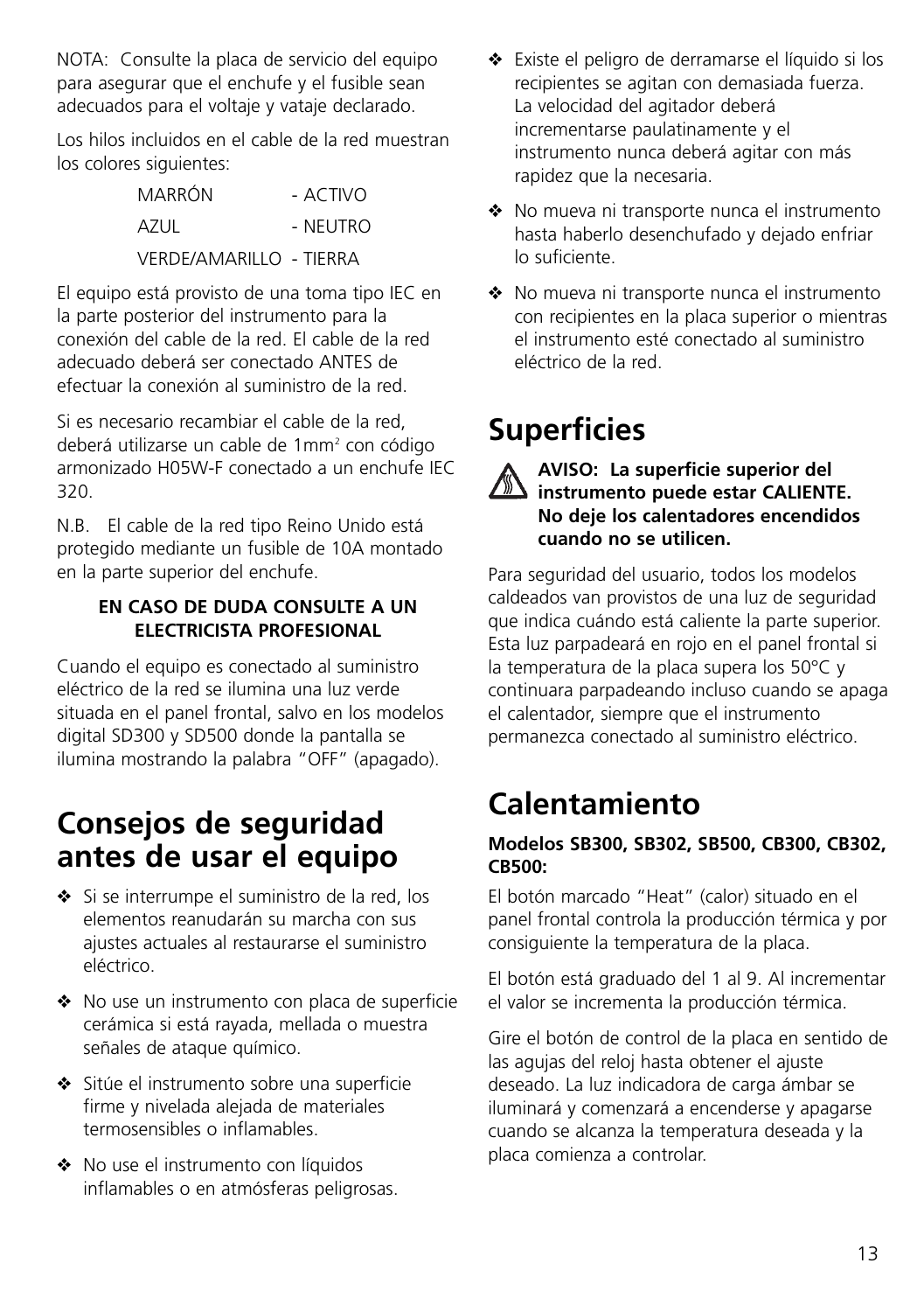NOTA: Consulte la placa de servicio del equipo para asegurar que el enchufe y el fusible sean adecuados para el voltaje y vataje declarado.

Los hilos incluidos en el cable de la red muestran los colores siguientes:

| | |
|---|---|
| MARRÓN | - ACTIVO |
| AZUL | - NEUTRO |
| VERDE/AMARILLO | - TIERRA |

El equipo está provisto de una toma tipo IEC en la parte posterior del instrumento para la conexión del cable de la red. El cable de la red adecuado deberá ser conectado ANTES de efectuar la conexión al suministro de la red.

Si es necesario recambiar el cable de la red, deberá utilizarse un cable de 1mm$^2$ con código armonizado H05W-F conectado a un enchufe IEC 320.

N.B. El cable de la red tipo Reino Unido está protegido mediante un fusible de 10A montado en la parte superior del enchufe.

**EN CASO DE DUDA CONSULTE A UN ELECTRICISTA PROFESIONAL**

Cuando el equipo es conectado al suministro eléctrico de la red se ilumina una luz verde situada en el panel frontal, salvo en los modelos digital SD300 y SD500 donde la pantalla se ilumina mostrando la palabra "OFF" (apagado).

# Consejos de seguridad antes de usar el equipo

- Si se interrumpe el suministro de la red, los elementos reanudarán su marcha con sus ajustes actuales al restaurarse el suministro eléctrico.
- No use un instrumento con placa de superficie cerámica si está rayada, mellada o muestra señales de ataque químico.
- Sitúe el instrumento sobre una superficie firme y nivelada alejada de materiales termosensibles o inflamables.
- No use el instrumento con líquidos inflamables o en atmósferas peligrosas.
- Existe el peligro de derramarse el líquido si los recipientes se agitan con demasiada fuerza. La velocidad del agitador deberá incrementarse paulatinamente y el instrumento nunca deberá agitar con más rapidez que la necesaria.
- No mueva ni transporte nunca el instrumento hasta haberlo desenchufado y dejado enfriar lo suficiente.
- No mueva ni transporte nunca el instrumento con recipientes en la placa superior o mientras el instrumento esté conectado al suministro eléctrico de la red.

# Superficies

**AVISO: La superficie superior del instrumento puede estar CALIENTE. No deje los calentadores encendidos cuando no se utilicen.**

Para seguridad del usuario, todos los modelos caldeados van provistos de una luz de seguridad que indica cuándo está caliente la parte superior. Esta luz parpadeará en rojo en el panel frontal si la temperatura de la placa supera los 50°C y continuara parpadeando incluso cuando se apaga el calentador, siempre que el instrumento permanezca conectado al suministro eléctrico.

# Calentamiento

**Modelos SB300, SB302, SB500, CB300, CB302, CB500:**

El botón marcado "Heat" (calor) situado en el panel frontal controla la producción térmica y por consiguiente la temperatura de la placa.

El botón está graduado del 1 al 9. Al incrementar el valor se incrementa la producción térmica.

Gire el botón de control de la placa en sentido de las agujas del reloj hasta obtener el ajuste deseado. La luz indicadora de carga ámbar se iluminará y comenzará a encenderse y apagarse cuando se alcanza la temperatura deseada y la placa comienza a controlar.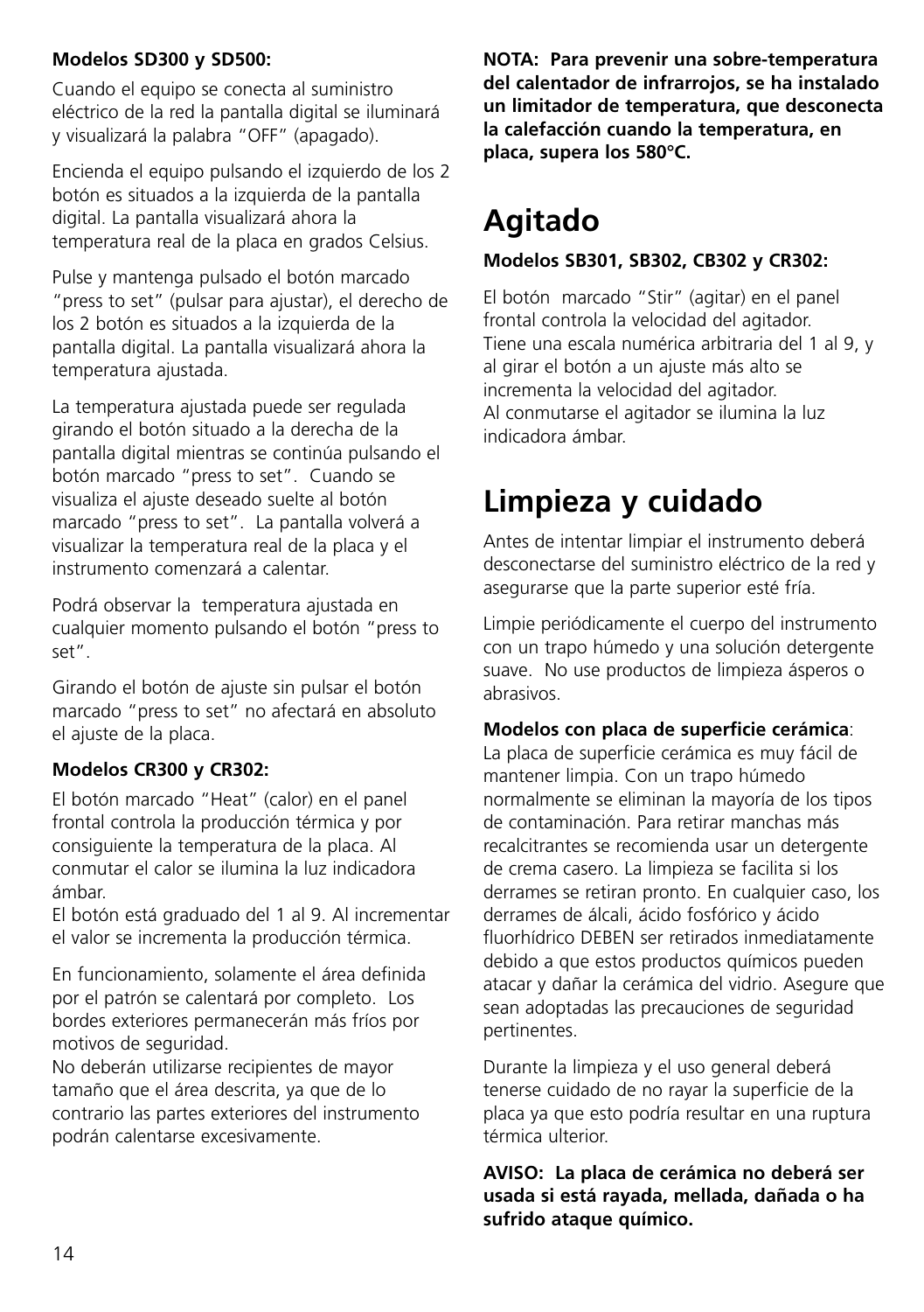**Modelos SD300 y SD500:**

Cuando el equipo se conecta al suministro eléctrico de la red la pantalla digital se iluminará y visualizará la palabra “OFF” (apagado).

Encienda el equipo pulsando el izquierdo de los 2 botón es situados a la izquierda de la pantalla digital. La pantalla visualizará ahora la temperatura real de la placa en grados Celsius.

Pulse y mantenga pulsado el botón marcado “press to set” (pulsar para ajustar), el derecho de los 2 botón es situados a la izquierda de la pantalla digital. La pantalla visualizará ahora la temperatura ajustada.

La temperatura ajustada puede ser regulada girando el botón situado a la derecha de la pantalla digital mientras se continúa pulsando el botón marcado “press to set”. Cuando se visualiza el ajuste deseado suelte al botón marcado “press to set”. La pantalla volverá a visualizar la temperatura real de la placa y el instrumento comenzará a calentar.

Podrá observar la temperatura ajustada en cualquier momento pulsando el botón “press to set”.

Girando el botón de ajuste sin pulsar el botón marcado ”press to set” no afectará en absoluto el ajuste de la placa.

**Modelos CR300 y CR302:**

El botón marcado “Heat” (calor) en el panel frontal controla la producción térmica y por consiguiente la temperatura de la placa. Al conmutar el calor se ilumina la luz indicadora ámbar.
El botón está graduado del 1 al 9. Al incrementar el valor se incrementa la producción térmica.

En funcionamiento, solamente el área definida por el patrón se calentará por completo. Los bordes exteriores permanecerán más fríos por motivos de seguridad.
No deberán utilizarse recipientes de mayor tamaño que el área descrita, ya que de lo contrario las partes exteriores del instrumento podrán calentarse excesivamente.

**NOTA: Para prevenir una sobre-temperatura del calentador de infrarrojos, se ha instalado un limitador de temperatura, que desconecta la calefacción cuando la temperatura, en placa, supera los 580°C.**

# Agitado

**Modelos SB301, SB302, CB302 y CR302:**

El botón marcado “Stir” (agitar) en el panel frontal controla la velocidad del agitador.
Tiene una escala numérica arbitraria del 1 al 9, y al girar el botón a un ajuste más alto se incrementa la velocidad del agitador.
Al conmutarse el agitador se ilumina la luz indicadora ámbar.

# Limpieza y cuidado

Antes de intentar limpiar el instrumento deberá desconectarse del suministro eléctrico de la red y asegurarse que la parte superior esté fría.

Limpie periódicamente el cuerpo del instrumento con un trapo húmedo y una solución detergente suave. No use productos de limpieza ásperos o abrasivos.

**Modelos con placa de superficie cerámica**:
La placa de superficie cerámica es muy fácil de mantener limpia. Con un trapo húmedo normalmente se eliminan la mayoría de los tipos de contaminación. Para retirar manchas más recalcitrantes se recomienda usar un detergente de crema casero. La limpieza se facilita si los derrames se retiran pronto. En cualquier caso, los derrames de álcali, ácido fosfórico y ácido fluorhídrico DEBEN ser retirados inmediatamente debido a que estos productos químicos pueden atacar y dañar la cerámica del vidrio. Asegure que sean adoptadas las precauciones de seguridad pertinentes.

Durante la limpieza y el uso general deberá tenerse cuidado de no rayar la superficie de la placa ya que esto podría resultar en una ruptura térmica ulterior.

**AVISO: La placa de cerámica no deberá ser usada si está rayada, mellada, dañada o ha sufrido ataque químico.**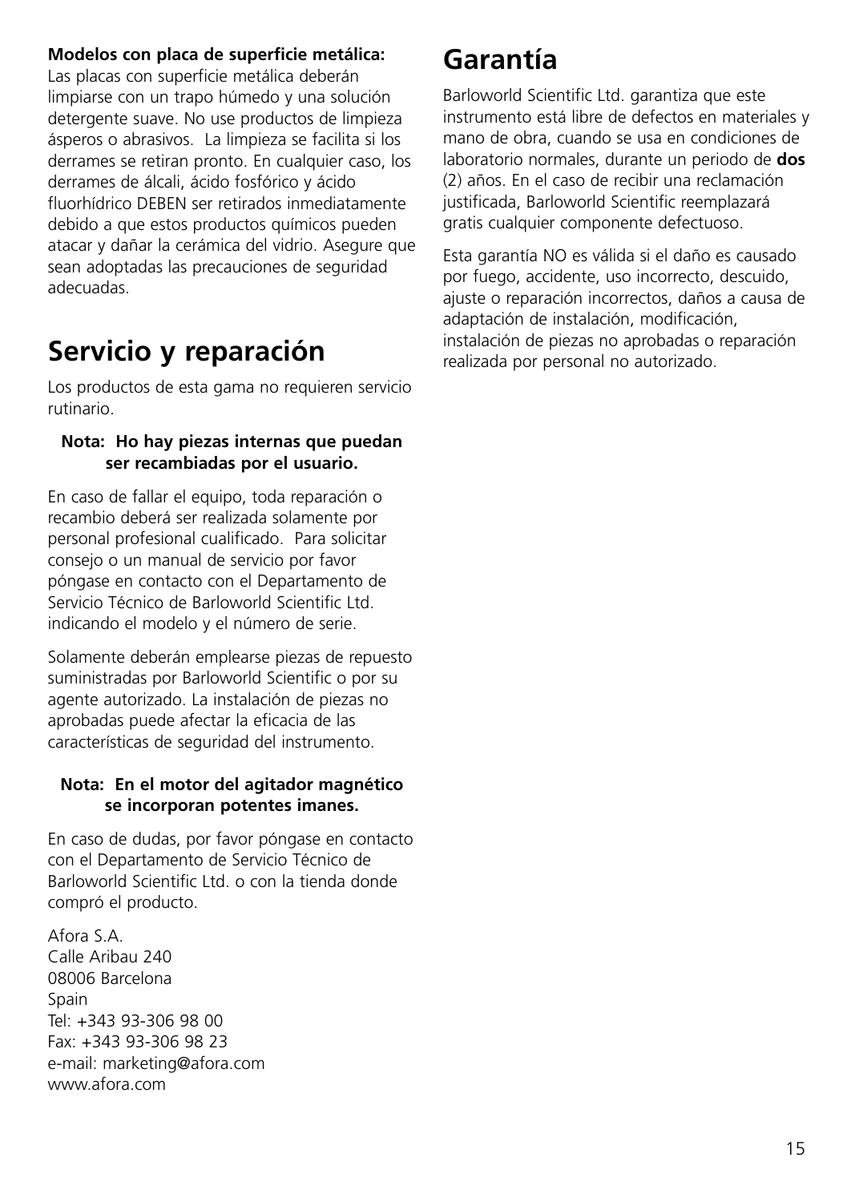**Modelos con placa de superficie metálica:**
Las placas con superficie metálica deberán limpiarse con un trapo húmedo y una solución detergente suave. No use productos de limpieza ásperos o abrasivos. La limpieza se facilita si los derrames se retiran pronto. En cualquier caso, los derrames de álcali, ácido fosfórico y ácido fluorhídrico DEBEN ser retirados inmediatamente debido a que estos productos químicos pueden atacar y dañar la cerámica del vidrio. Asegure que sean adoptadas las precauciones de seguridad adecuadas.

# Servicio y reparación

Los productos de esta gama no requieren servicio rutinario.

**Nota: Ho hay piezas internas que puedan ser recambiadas por el usuario.**

En caso de fallar el equipo, toda reparación o recambio deberá ser realizada solamente por personal profesional cualificado. Para solicitar consejo o un manual de servicio por favor póngase en contacto con el Departamento de Servicio Técnico de Barloworld Scientific Ltd. indicando el modelo y el número de serie.

Solamente deberán emplearse piezas de repuesto suministradas por Barloworld Scientific o por su agente autorizado. La instalación de piezas no aprobadas puede afectar la eficacia de las características de seguridad del instrumento.

**Nota: En el motor del agitador magnético se incorporan potentes imanes.**

En caso de dudas, por favor póngase en contacto con el Departamento de Servicio Técnico de Barloworld Scientific Ltd. o con la tienda donde compró el producto.

Afora S.A.
Calle Aribau 240
08006 Barcelona
Spain
Tel: +343 93-306 98 00
Fax: +343 93-306 98 23
e-mail: marketing@afora.com
www.afora.com

# Garantía

Barloworld Scientific Ltd. garantiza que este instrumento está libre de defectos en materiales y mano de obra, cuando se usa en condiciones de laboratorio normales, durante un periodo de **dos** (2) años. En el caso de recibir una reclamación justificada, Barloworld Scientific reemplazará gratis cualquier componente defectuoso.

Esta garantía NO es válida si el daño es causado por fuego, accidente, uso incorrecto, descuido, ajuste o reparación incorrectos, daños a causa de adaptación de instalación, modificación, instalación de piezas no aprobadas o reparación realizada por personal no autorizado.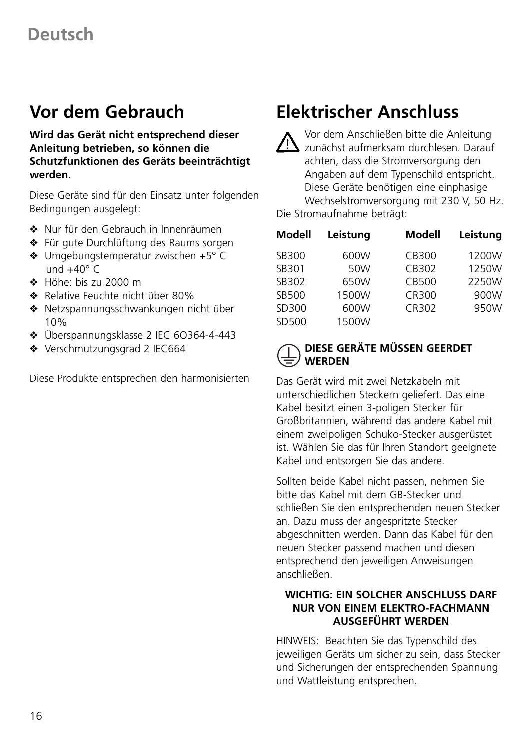# Deutsch

## Vor dem Gebrauch

**Wird das Gerät nicht entsprechend dieser Anleitung betrieben, so können die Schutzfunktionen des Geräts beeinträchtigt werden.**

Diese Geräte sind für den Einsatz unter folgenden Bedingungen ausgelegt:

- Nur für den Gebrauch in Innenräumen
- Für gute Durchlüftung des Raums sorgen
- Umgebungstemperatur zwischen +5° C und +40° C
- Höhe: bis zu 2000 m
- Relative Feuchte nicht über 80%
- Netzspannungsschwankungen nicht über 10%
- Überspannungsklasse 2 IEC 6O364-4-443
- Verschmutzungsgrad 2 IEC664

Diese Produkte entsprechen den harmonisierten

## Elektrischer Anschluss

⚠ Vor dem Anschließen bitte die Anleitung zunächst aufmerksam durchlesen. Darauf achten, dass die Stromversorgung den Angaben auf dem Typenschild entspricht. Diese Geräte benötigen eine einphasige Wechselstromversorgung mit 230 V, 50 Hz. Die Stromaufnahme beträgt:

| Modell | Leistung | Modell | Leistung |
|---|---|---|---|
| SB300 | 600W | CB300 | 1200W |
| SB301 | 50W | CB302 | 1250W |
| SB302 | 650W | CB500 | 2250W |
| SB500 | 1500W | CR300 | 900W |
| SD300 | 600W | CR302 | 950W |
| SD500 | 1500W | | |

**DIESE GERÄTE MÜSSEN GEERDET WERDEN**

Das Gerät wird mit zwei Netzkabeln mit unterschiedlichen Steckern geliefert. Das eine Kabel besitzt einen 3-poligen Stecker für Großbritannien, während das andere Kabel mit einem zweipoligen Schuko-Stecker ausgerüstet ist. Wählen Sie das für Ihren Standort geeignete Kabel und entsorgen Sie das andere.

Sollten beide Kabel nicht passen, nehmen Sie bitte das Kabel mit dem GB-Stecker und schließen Sie den entsprechenden neuen Stecker an. Dazu muss der angespritzte Stecker abgeschnitten werden. Dann das Kabel für den neuen Stecker passend machen und diesen entsprechend den jeweiligen Anweisungen anschließen.

**WICHTIG: EIN SOLCHER ANSCHLUSS DARF NUR VON EINEM ELEKTRO-FACHMANN AUSGEFÜHRT WERDEN**

HINWEIS: Beachten Sie das Typenschild des jeweiligen Geräts um sicher zu sein, dass Stecker und Sicherungen der entsprechenden Spannung und Wattleistung entsprechen.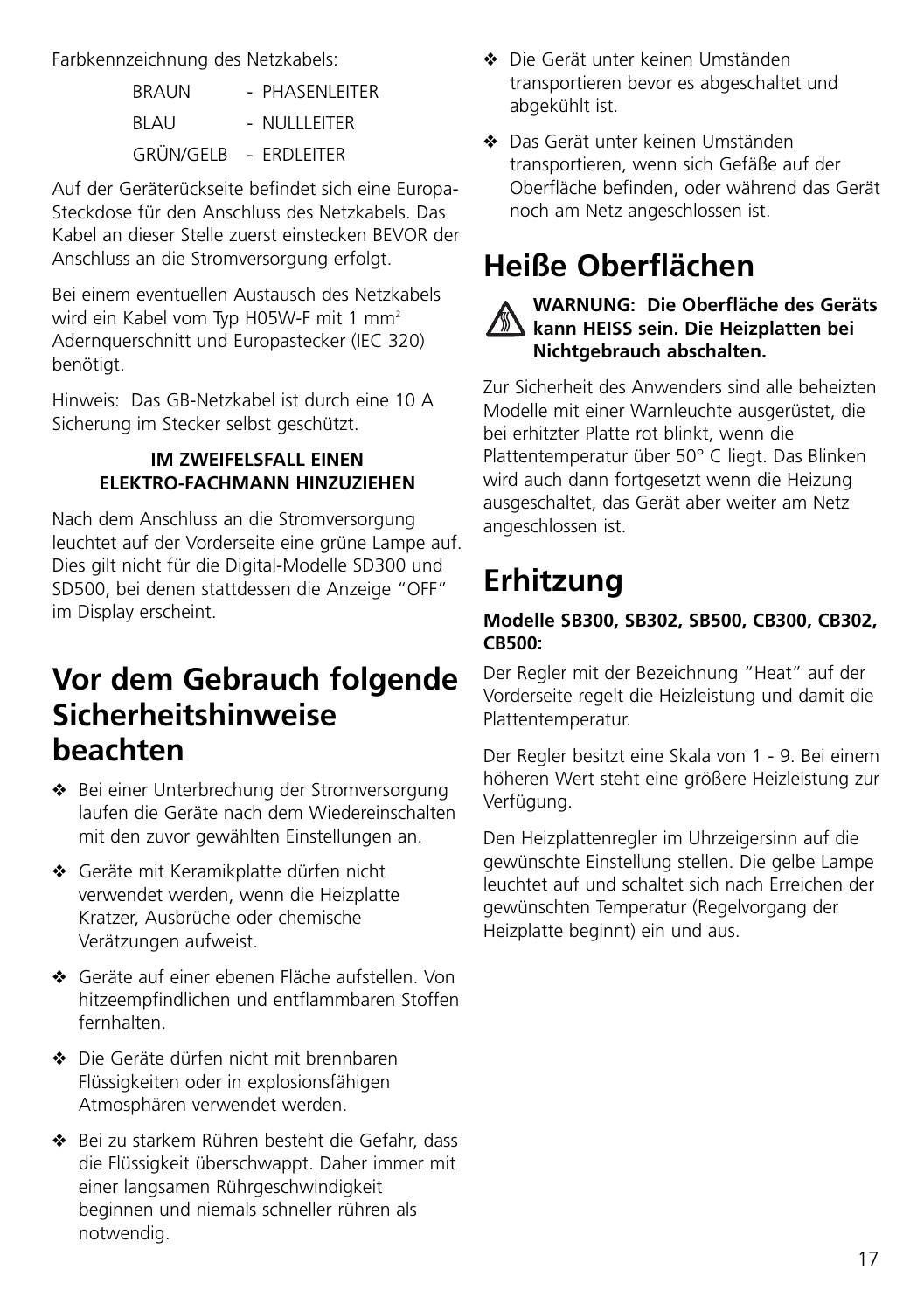Farbkennzeichnung des Netzkabels:

| | |
|---|---|
| BRAUN | - PHASENLEITER |
| BLAU | - NULLLEITER |
| GRÜN/GELB | - ERDLEITER |

Auf der Geräterückseite befindet sich eine Europa-Steckdose für den Anschluss des Netzkabels. Das Kabel an dieser Stelle zuerst einstecken BEVOR der Anschluss an die Stromversorgung erfolgt.

Bei einem eventuellen Austausch des Netzkabels wird ein Kabel vom Typ H05W-F mit 1 mm² Adernquerschnitt und Europastecker (IEC 320) benötigt.

Hinweis: Das GB-Netzkabel ist durch eine 10 A Sicherung im Stecker selbst geschützt.

**IM ZWEIFELSFALL EINEN ELEKTRO-FACHMANN HINZUZIEHEN**

Nach dem Anschluss an die Stromversorgung leuchtet auf der Vorderseite eine grüne Lampe auf. Dies gilt nicht für die Digital-Modelle SD300 und SD500, bei denen stattdessen die Anzeige "OFF" im Display erscheint.

# Vor dem Gebrauch folgende Sicherheitshinweise beachten

- Bei einer Unterbrechung der Stromversorgung laufen die Geräte nach dem Wiedereinschalten mit den zuvor gewählten Einstellungen an.
- Geräte mit Keramikplatte dürfen nicht verwendet werden, wenn die Heizplatte Kratzer, Ausbrüche oder chemische Verätzungen aufweist.
- Geräte auf einer ebenen Fläche aufstellen. Von hitzeempfindlichen und entflammbaren Stoffen fernhalten.
- Die Geräte dürfen nicht mit brennbaren Flüssigkeiten oder in explosionsfähigen Atmosphären verwendet werden.
- Bei zu starkem Rühren besteht die Gefahr, dass die Flüssigkeit überschwappt. Daher immer mit einer langsamen Rührgeschwindigkeit beginnen und niemals schneller rühren als notwendig.
- Die Gerät unter keinen Umständen transportieren bevor es abgeschaltet und abgekühlt ist.
- Das Gerät unter keinen Umständen transportieren, wenn sich Gefäße auf der Oberfläche befinden, oder während das Gerät noch am Netz angeschlossen ist.

# Heiße Oberflächen

**WARNUNG: Die Oberfläche des Geräts kann HEISS sein. Die Heizplatten bei Nichtgebrauch abschalten.**

Zur Sicherheit des Anwenders sind alle beheizten Modelle mit einer Warnleuchte ausgerüstet, die bei erhitzter Platte rot blinkt, wenn die Plattentemperatur über 50° C liegt. Das Blinken wird auch dann fortgesetzt wenn die Heizung ausgeschaltet, das Gerät aber weiter am Netz angeschlossen ist.

# Erhitzung

**Modelle SB300, SB302, SB500, CB300, CB302, CB500:**

Der Regler mit der Bezeichnung "Heat" auf der Vorderseite regelt die Heizleistung und damit die Plattentemperatur.

Der Regler besitzt eine Skala von 1 - 9. Bei einem höheren Wert steht eine größere Heizleistung zur Verfügung.

Den Heizplattenregler im Uhrzeigersinn auf die gewünschte Einstellung stellen. Die gelbe Lampe leuchtet auf und schaltet sich nach Erreichen der gewünschten Temperatur (Regelvorgang der Heizplatte beginnt) ein und aus.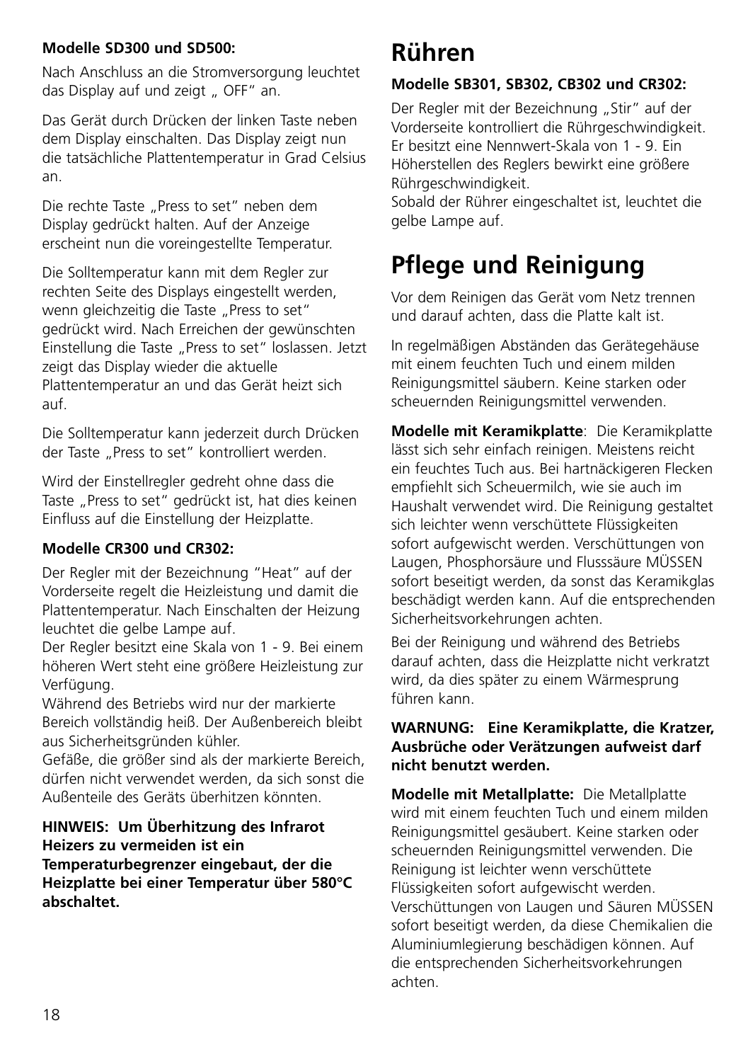**Modelle SD300 und SD500:**

Nach Anschluss an die Stromversorgung leuchtet das Display auf und zeigt „ OFF“ an.

Das Gerät durch Drücken der linken Taste neben dem Display einschalten. Das Display zeigt nun die tatsächliche Plattentemperatur in Grad Celsius an.

Die rechte Taste „Press to set“ neben dem Display gedrückt halten. Auf der Anzeige erscheint nun die voreingestellte Temperatur.

Die Solltemperatur kann mit dem Regler zur rechten Seite des Displays eingestellt werden, wenn gleichzeitig die Taste „Press to set“ gedrückt wird. Nach Erreichen der gewünschten Einstellung die Taste „Press to set“ loslassen. Jetzt zeigt das Display wieder die aktuelle Plattentemperatur an und das Gerät heizt sich auf.

Die Solltemperatur kann jederzeit durch Drücken der Taste „Press to set“ kontrolliert werden.

Wird der Einstellregler gedreht ohne dass die Taste „Press to set“ gedrückt ist, hat dies keinen Einfluss auf die Einstellung der Heizplatte.

**Modelle CR300 und CR302:**

Der Regler mit der Bezeichnung “Heat” auf der Vorderseite regelt die Heizleistung und damit die Plattentemperatur. Nach Einschalten der Heizung leuchtet die gelbe Lampe auf.
Der Regler besitzt eine Skala von 1 - 9. Bei einem höheren Wert steht eine größere Heizleistung zur Verfügung.
Während des Betriebs wird nur der markierte Bereich vollständig heiß. Der Außenbereich bleibt aus Sicherheitsgründen kühler.
Gefäße, die größer sind als der markierte Bereich, dürfen nicht verwendet werden, da sich sonst die Außenteile des Geräts überhitzen könnten.

**HINWEIS: Um Überhitzung des Infrarot Heizers zu vermeiden ist ein Temperaturbegrenzer eingebaut, der die Heizplatte bei einer Temperatur über 580°C abschaltet.**

# Rühren

**Modelle SB301, SB302, CB302 und CR302:**

Der Regler mit der Bezeichnung „Stir“ auf der Vorderseite kontrolliert die Rührgeschwindigkeit. Er besitzt eine Nennwert-Skala von 1 - 9. Ein Höherstellen des Reglers bewirkt eine größere Rührgeschwindigkeit.
Sobald der Rührer eingeschaltet ist, leuchtet die gelbe Lampe auf.

# Pflege und Reinigung

Vor dem Reinigen das Gerät vom Netz trennen und darauf achten, dass die Platte kalt ist.

In regelmäßigen Abständen das Gerätegehäuse mit einem feuchten Tuch und einem milden Reinigungsmittel säubern. Keine starken oder scheuernden Reinigungsmittel verwenden.

**Modelle mit Keramikplatte**: Die Keramikplatte lässt sich sehr einfach reinigen. Meistens reicht ein feuchtes Tuch aus. Bei hartnäckigeren Flecken empfiehlt sich Scheuermilch, wie sie auch im Haushalt verwendet wird. Die Reinigung gestaltet sich leichter wenn verschüttete Flüssigkeiten sofort aufgewischt werden. Verschüttungen von Laugen, Phosphorsäure und Flusssäure MÜSSEN sofort beseitigt werden, da sonst das Keramikglas beschädigt werden kann. Auf die entsprechenden Sicherheitsvorkehrungen achten.

Bei der Reinigung und während des Betriebs darauf achten, dass die Heizplatte nicht verkratzt wird, da dies später zu einem Wärmesprung führen kann.

**WARNUNG: Eine Keramikplatte, die Kratzer, Ausbrüche oder Verätzungen aufweist darf nicht benutzt werden.**

**Modelle mit Metallplatte:** Die Metallplatte wird mit einem feuchten Tuch und einem milden Reinigungsmittel gesäubert. Keine starken oder scheuernden Reinigungsmittel verwenden. Die Reinigung ist leichter wenn verschüttete Flüssigkeiten sofort aufgewischt werden. Verschüttungen von Laugen und Säuren MÜSSEN sofort beseitigt werden, da diese Chemikalien die Aluminiumlegierung beschädigen können. Auf die entsprechenden Sicherheitsvorkehrungen achten.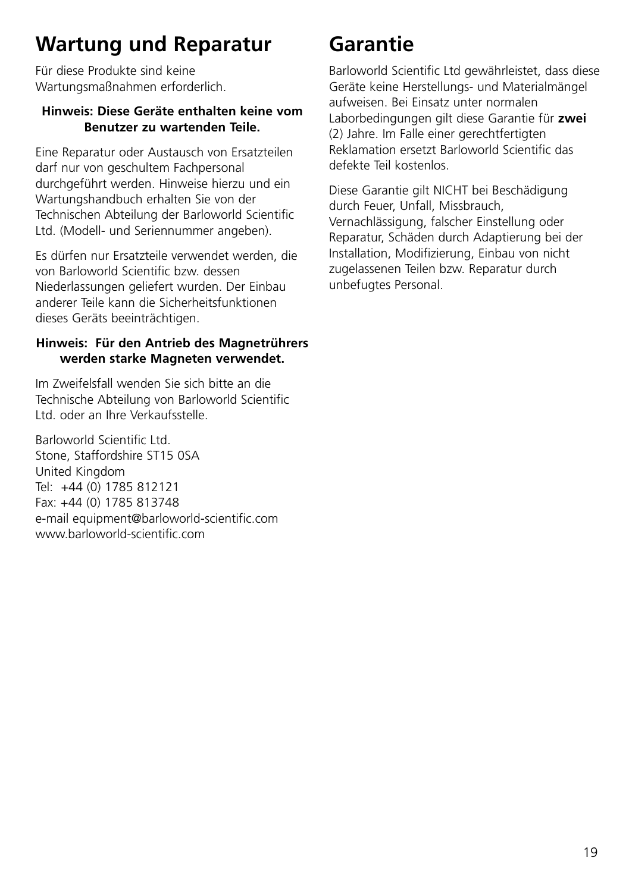# Wartung und Reparatur

Für diese Produkte sind keine Wartungsmaßnahmen erforderlich.

**Hinweis: Diese Geräte enthalten keine vom Benutzer zu wartenden Teile.**

Eine Reparatur oder Austausch von Ersatzteilen darf nur von geschultem Fachpersonal durchgeführt werden. Hinweise hierzu und ein Wartungshandbuch erhalten Sie von der Technischen Abteilung der Barloworld Scientific Ltd. (Modell- und Seriennummer angeben).

Es dürfen nur Ersatzteile verwendet werden, die von Barloworld Scientific bzw. dessen Niederlassungen geliefert wurden. Der Einbau anderer Teile kann die Sicherheitsfunktionen dieses Geräts beeinträchtigen.

**Hinweis: Für den Antrieb des Magnetrührers werden starke Magneten verwendet.**

Im Zweifelsfall wenden Sie sich bitte an die Technische Abteilung von Barloworld Scientific Ltd. oder an Ihre Verkaufsstelle.

Barloworld Scientific Ltd.
Stone, Staffordshire ST15 0SA
United Kingdom
Tel: +44 (0) 1785 812121
Fax: +44 (0) 1785 813748
e-mail equipment@barloworld-scientific.com
www.barloworld-scientific.com

# Garantie

Barloworld Scientific Ltd gewährleistet, dass diese Geräte keine Herstellungs- und Materialmängel aufweisen. Bei Einsatz unter normalen Laborbedingungen gilt diese Garantie für **zwei** (2) Jahre. Im Falle einer gerechtfertigten Reklamation ersetzt Barloworld Scientific das defekte Teil kostenlos.

Diese Garantie gilt NICHT bei Beschädigung durch Feuer, Unfall, Missbrauch, Vernachlässigung, falscher Einstellung oder Reparatur, Schäden durch Adaptierung bei der Installation, Modifizierung, Einbau von nicht zugelassenen Teilen bzw. Reparatur durch unbefugtes Personal.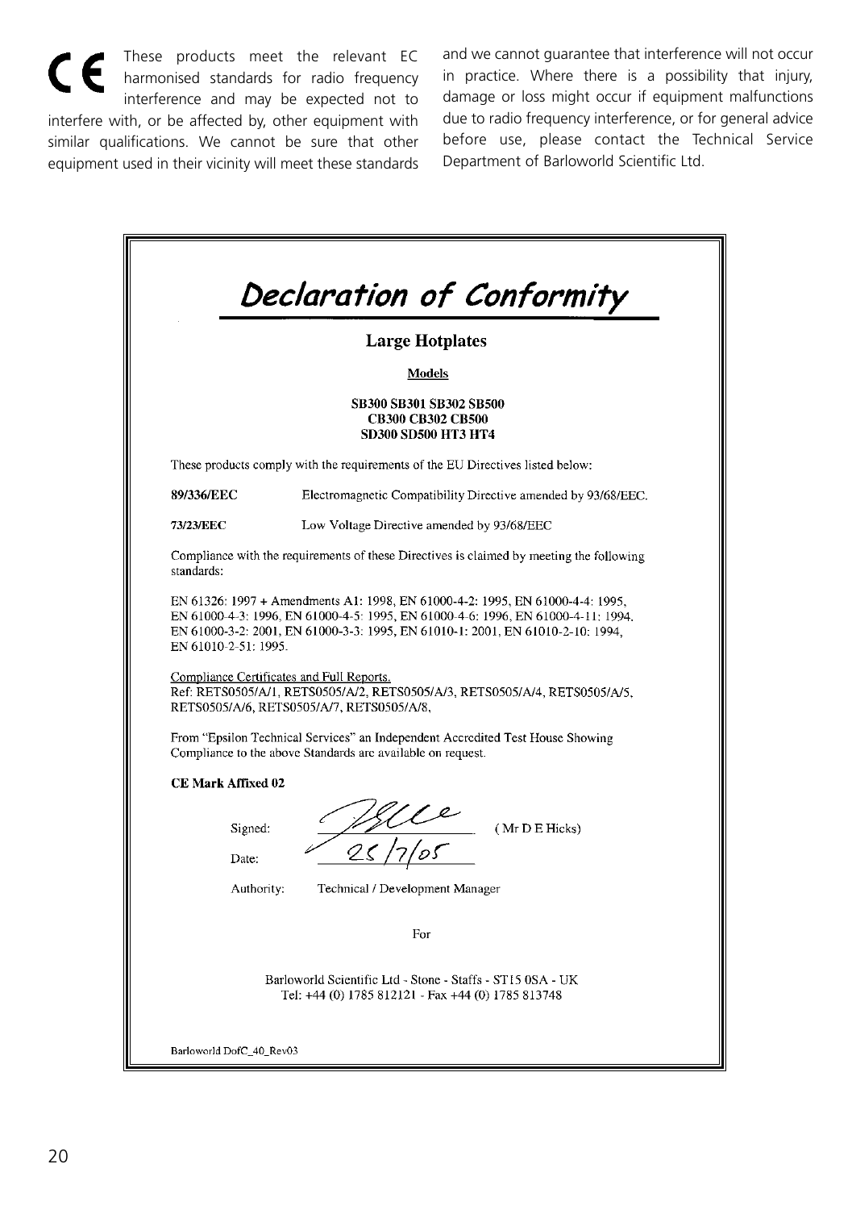CE These products meet the relevant EC harmonised standards for radio frequency interference and may be expected not to interfere with, or be affected by, other equipment with similar qualifications. We cannot be sure that other equipment used in their vicinity will meet these standards and we cannot guarantee that interference will not occur in practice. Where there is a possibility that injury, damage or loss might occur if equipment malfunctions due to radio frequency interference, or for general advice before use, please contact the Technical Service Department of Barloworld Scientific Ltd.

# *Declaration of Conformity*

## Large Hotplates

**Models**

**SB300 SB301 SB302 SB500**
**CB300 CB302 CB500**
**SD300 SD500 HT3 HT4**

These products comply with the requirements of the EU Directives listed below:

| | |
|---|---|
| **89/336/EEC** | Electromagnetic Compatibility Directive amended by 93/68/EEC. |
| **73/23/EEC** | Low Voltage Directive amended by 93/68/EEC |

Compliance with the requirements of these Directives is claimed by meeting the following standards:

EN 61326: 1997 + Amendments A1: 1998, EN 61000-4-2: 1995, EN 61000-4-4: 1995, EN 61000-4-3: 1996, EN 61000-4-5: 1995, EN 61000-4-6: 1996, EN 61000-4-11: 1994, EN 61000-3-2: 2001, EN 61000-3-3: 1995, EN 61010-1: 2001, EN 61010-2-10: 1994, EN 61010-2-51: 1995.

Compliance Certificates and Full Reports.
Ref: RETS0505/A/1, RETS0505/A/2, RETS0505/A/3, RETS0505/A/4, RETS0505/A/5, RETS0505/A/6, RETS0505/A/7, RETS0505/A/8,

From "Epsilon Technical Services" an Independent Accredited Test House Showing Compliance to the above Standards are available on request.

**CE Mark Affixed 02**

Signed: ( Mr D E Hicks)

Date: 25/7/05

Authority: Technical / Development Manager

For

Barloworld Scientific Ltd - Stone - Staffs - ST15 0SA - UK
Tel: +44 (0) 1785 812121 - Fax +44 (0) 1785 813748

Barloworld DofC_40_Rev03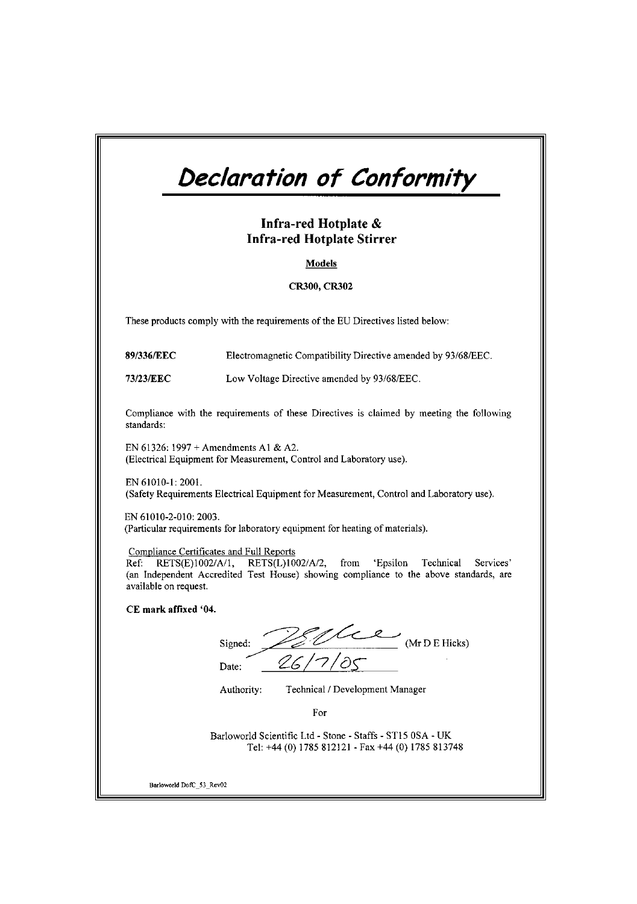# Declaration of Conformity

## Infra-red Hotplate & Infra-red Hotplate Stirrer

**Models**

**CR300, CR302**

These products comply with the requirements of the EU Directives listed below:

**89/336/EEC** Electromagnetic Compatibility Directive amended by 93/68/EEC.

**73/23/EEC** Low Voltage Directive amended by 93/68/EEC.

Compliance with the requirements of these Directives is claimed by meeting the following standards:

EN 61326: 1997 + Amendments A1 & A2.
(Electrical Equipment for Measurement, Control and Laboratory use).

EN 61010-1: 2001.
(Safety Requirements Electrical Equipment for Measurement, Control and Laboratory use).

EN 61010-2-010: 2003.
(Particular requirements for laboratory equipment for heating of materials).

Compliance Certificates and Full Reports
Ref: RETS(E)1002/A/1, RETS(L)1002/A/2, from 'Epsilon Technical Services' (an Independent Accredited Test House) showing compliance to the above standards, are available on request.

**CE mark affixed '04.**

Signed: (Mr D E Hicks)

Date: 26/7/05

Authority: Technical / Development Manager

For

Barloworld Scientific Ltd - Stone - Staffs - ST15 0SA - UK
Tel: +44 (0) 1785 812121 - Fax +44 (0) 1785 813748

Barloworld DofC_53_Rev02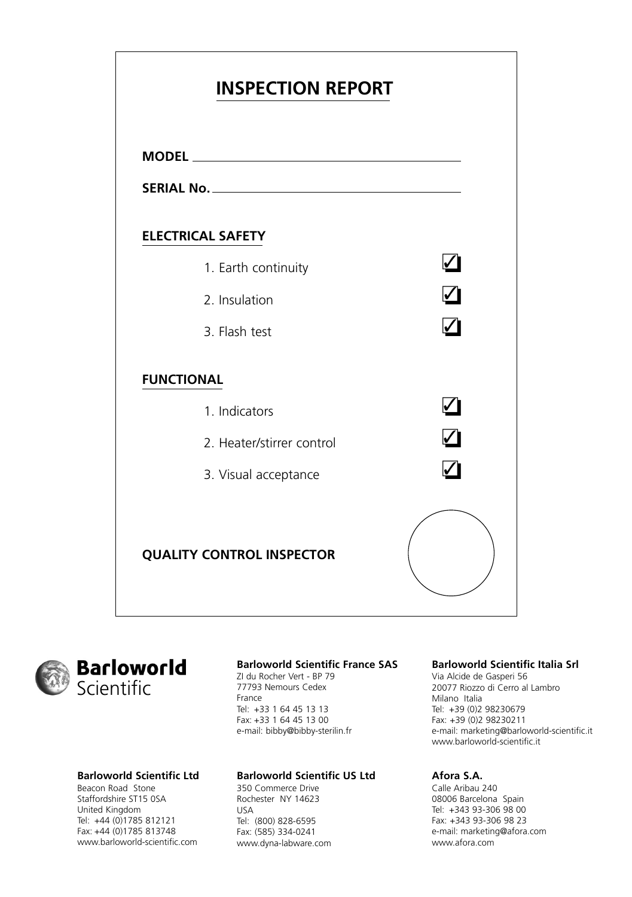# INSPECTION REPORT

**MODEL** ______________________________

**SERIAL No.** ______________________________

**ELECTRICAL SAFETY**

1. Earth continuity ☑
2. Insulation ☑
3. Flash test ☑

**FUNCTIONAL**

1. Indicators ☑
2. Heater/stirrer control ☑
3. Visual acceptance ☑

**QUALITY CONTROL INSPECTOR**

**Barloworld** Scientific

**Barloworld Scientific France SAS**
ZI du Rocher Vert - BP 79
77793 Nemours Cedex
France
Tel: +33 1 64 45 13 13
Fax: +33 1 64 45 13 00
e-mail: bibby@bibby-sterilin.fr

**Barloworld Scientific Italia Srl**
Via Alcide de Gasperi 56
20077 Riozzo di Cerro al Lambro
Milano Italia
Tel: +39 (0)2 98230679
Fax: +39 (0)2 98230211
e-mail: marketing@barloworld-scientific.it
www.barloworld-scientific.it

**Barloworld Scientific Ltd**
Beacon Road Stone
Staffordshire ST15 0SA
United Kingdom
Tel: +44 (0)1785 812121
Fax: +44 (0)1785 813748
www.barloworld-scientific.com

**Barloworld Scientific US Ltd**
350 Commerce Drive
Rochester NY 14623
USA
Tel: (800) 828-6595
Fax: (585) 334-0241
www.dyna-labware.com

**Afora S.A.**
Calle Aribau 240
08006 Barcelona Spain
Tel: +343 93-306 98 00
Fax: +343 93-306 98 23
e-mail: marketing@afora.com
www.afora.com